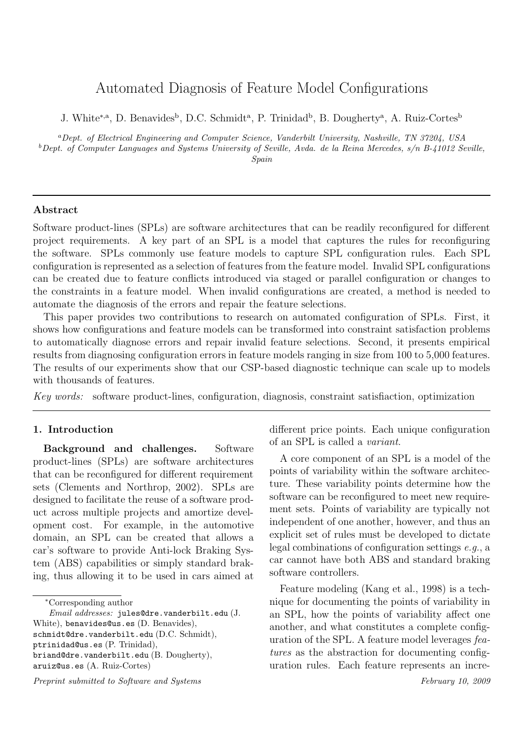# Automated Diagnosis of Feature Model Configurations

J. White[*,a], D. Benavides[b], D.C. Schmidt[a], P. Trinidad[b], B. Dougherty[a], A. Ruiz-Cortes[b]

[a] *Dept. of Electrical Engineering and Computer Science, Vanderbilt University, Nashville, TN 37204, USA*
[b] *Dept. of Computer Languages and Systems University of Seville, Avda. de la Reina Mercedes, s/n B-41012 Seville, Spain*

---

## Abstract

Software product-lines (SPLs) are software architectures that can be readily reconfigured for different project requirements. A key part of an SPL is a model that captures the rules for reconfiguring the software. SPLs commonly use feature models to capture SPL configuration rules. Each SPL configuration is represented as a selection of features from the feature model. Invalid SPL configurations can be created due to feature conflicts introduced via staged or parallel configuration or changes to the constraints in a feature model. When invalid configurations are created, a method is needed to automate the diagnosis of the errors and repair the feature selections.

This paper provides two contributions to research on automated configuration of SPLs. First, it shows how configurations and feature models can be transformed into constraint satisfaction problems to automatically diagnose errors and repair invalid feature selections. Second, it presents empirical results from diagnosing configuration errors in feature models ranging in size from 100 to 5,000 features. The results of our experiments show that our CSP-based diagnostic technique can scale up to models with thousands of features.

*Key words:* software product-lines, configuration, diagnosis, constraint satisfiaction, optimization

---

## 1. Introduction

**Background and challenges.** Software product-lines (SPLs) are software architectures that can be reconfigured for different requirement sets (Clements and Northrop, 2002). SPLs are designed to facilitate the reuse of a software product across multiple projects and amortize development cost. For example, in the automotive domain, an SPL can be created that allows a car's software to provide Anti-lock Braking System (ABS) capabilities or simply standard braking, thus allowing it to be used in cars aimed at different price points. Each unique configuration of an SPL is called a *variant*.

A core component of an SPL is a model of the points of variability within the software architecture. These variability points determine how the software can be reconfigured to meet new requirement sets. Points of variability are typically not independent of one another, however, and thus an explicit set of rules must be developed to dictate legal combinations of configuration settings *e.g.*, a car cannot have both ABS and standard braking software controllers.

Feature modeling (Kang et al., 1998) is a technique for documenting the points of variability in an SPL, how the points of variability affect one another, and what constitutes a complete configuration of the SPL. A feature model leverages *features* as the abstraction for documenting configuration rules. Each feature represents an incre-

---

*Corresponding author

*Email addresses:* jules@dre.vanderbilt.edu (J. White), benavides@us.es (D. Benavides), schmidt@dre.vanderbilt.edu (D.C. Schmidt), ptrinidad@us.es (P. Trinidad), briand@dre.vanderbilt.edu (B. Dougherty), aruiz@us.es (A. Ruiz-Cortes)

*Preprint submitted to Software and Systems* *February 10, 2009*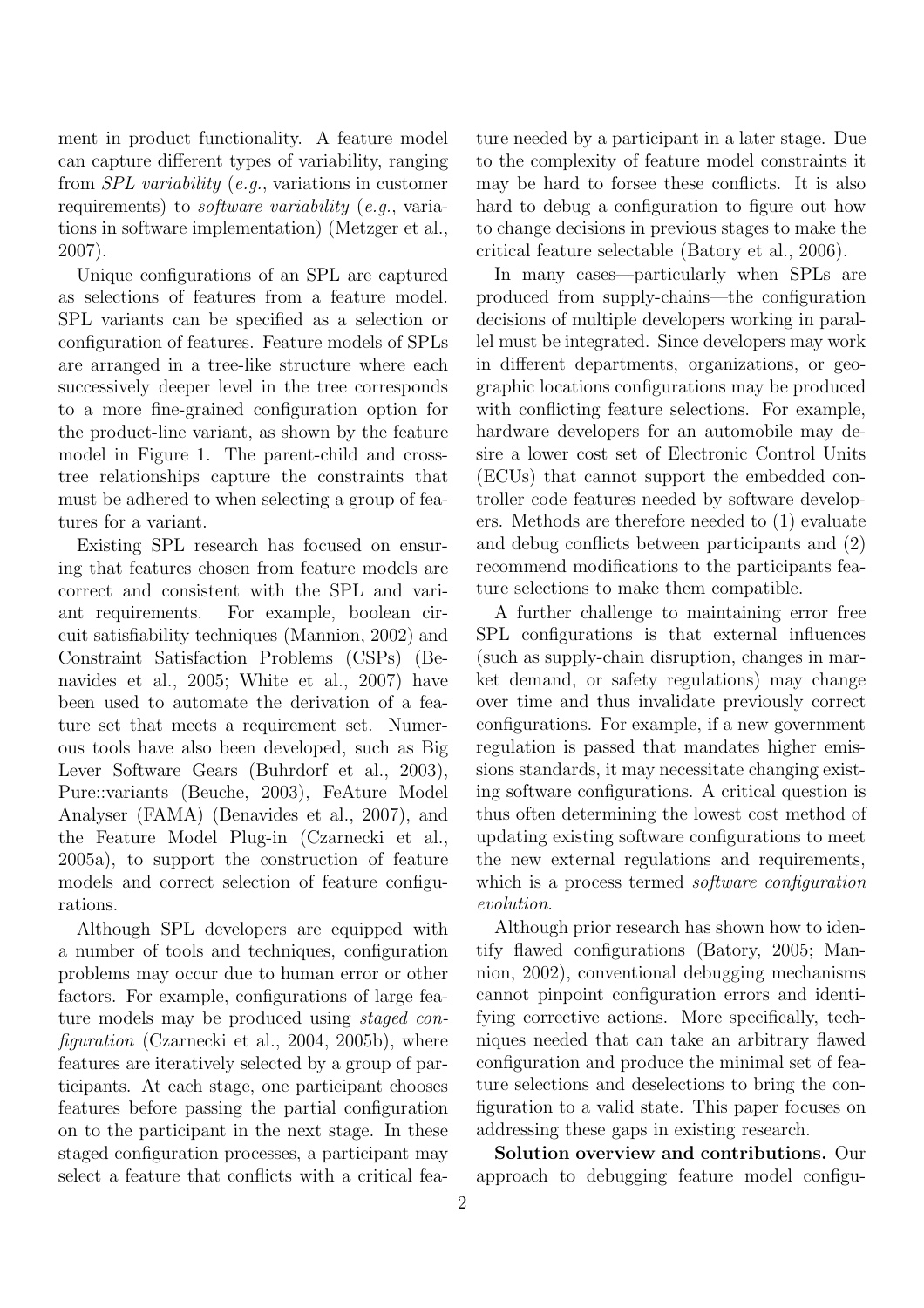ment in product functionality. A feature model can capture different types of variability, ranging from *SPL variability* (*e.g.*, variations in customer requirements) to *software variability* (*e.g.*, variations in software implementation) (Metzger et al., 2007).

Unique configurations of an SPL are captured as selections of features from a feature model. SPL variants can be specified as a selection or configuration of features. Feature models of SPLs are arranged in a tree-like structure where each successively deeper level in the tree corresponds to a more fine-grained configuration option for the product-line variant, as shown by the feature model in Figure 1. The parent-child and cross-tree relationships capture the constraints that must be adhered to when selecting a group of features for a variant.

Existing SPL research has focused on ensuring that features chosen from feature models are correct and consistent with the SPL and variant requirements. For example, boolean circuit satisfiability techniques (Mannion, 2002) and Constraint Satisfaction Problems (CSPs) (Benavides et al., 2005; White et al., 2007) have been used to automate the derivation of a feature set that meets a requirement set. Numerous tools have also been developed, such as Big Lever Software Gears (Buhrdorf et al., 2003), Pure::variants (Beuche, 2003), FeAture Model Analyser (FAMA) (Benavides et al., 2007), and the Feature Model Plug-in (Czarnecki et al., 2005a), to support the construction of feature models and correct selection of feature configurations.

Although SPL developers are equipped with a number of tools and techniques, configuration problems may occur due to human error or other factors. For example, configurations of large feature models may be produced using *staged configuration* (Czarnecki et al., 2004, 2005b), where features are iteratively selected by a group of participants. At each stage, one participant chooses features before passing the partial configuration on to the participant in the next stage. In these staged configuration processes, a participant may select a feature that conflicts with a critical feature needed by a participant in a later stage. Due to the complexity of feature model constraints it may be hard to forsee these conflicts. It is also hard to debug a configuration to figure out how to change decisions in previous stages to make the critical feature selectable (Batory et al., 2006).

In many cases—particularly when SPLs are produced from supply-chains—the configuration decisions of multiple developers working in parallel must be integrated. Since developers may work in different departments, organizations, or geographic locations configurations may be produced with conflicting feature selections. For example, hardware developers for an automobile may desire a lower cost set of Electronic Control Units (ECUs) that cannot support the embedded controller code features needed by software developers. Methods are therefore needed to (1) evaluate and debug conflicts between participants and (2) recommend modifications to the participants feature selections to make them compatible.

A further challenge to maintaining error free SPL configurations is that external influences (such as supply-chain disruption, changes in market demand, or safety regulations) may change over time and thus invalidate previously correct configurations. For example, if a new government regulation is passed that mandates higher emissions standards, it may necessitate changing existing software configurations. A critical question is thus often determining the lowest cost method of updating existing software configurations to meet the new external regulations and requirements, which is a process termed *software configuration evolution*.

Although prior research has shown how to identify flawed configurations (Batory, 2005; Mannion, 2002), conventional debugging mechanisms cannot pinpoint configuration errors and identifying corrective actions. More specifically, techniques needed that can take an arbitrary flawed configuration and produce the minimal set of feature selections and deselections to bring the configuration to a valid state. This paper focuses on addressing these gaps in existing research.

**Solution overview and contributions.** Our approach to debugging feature model configu-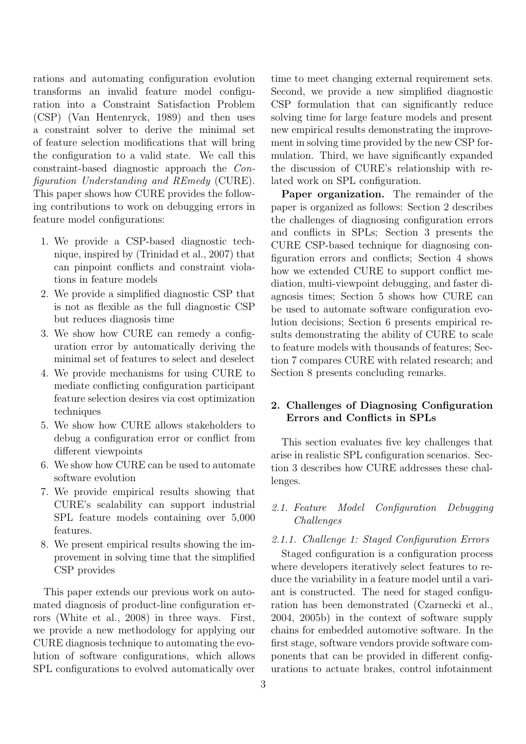rations and automating configuration evolution transforms an invalid feature model configuration into a Constraint Satisfaction Problem (CSP) (Van Hentenryck, 1989) and then uses a constraint solver to derive the minimal set of feature selection modifications that will bring the configuration to a valid state. We call this constraint-based diagnostic approach the *Configuration Understanding and REmedy* (CURE). This paper shows how CURE provides the following contributions to work on debugging errors in feature model configurations:

1. We provide a CSP-based diagnostic technique, inspired by (Trinidad et al., 2007) that can pinpoint conflicts and constraint violations in feature models
2. We provide a simplified diagnostic CSP that is not as flexible as the full diagnostic CSP but reduces diagnosis time
3. We show how CURE can remedy a configuration error by automatically deriving the minimal set of features to select and deselect
4. We provide mechanisms for using CURE to mediate conflicting configuration participant feature selection desires via cost optimization techniques
5. We show how CURE allows stakeholders to debug a configuration error or conflict from different viewpoints
6. We show how CURE can be used to automate software evolution
7. We provide empirical results showing that CURE's scalability can support industrial SPL feature models containing over 5,000 features.
8. We present empirical results showing the improvement in solving time that the simplified CSP provides

This paper extends our previous work on automated diagnosis of product-line configuration errors (White et al., 2008) in three ways. First, we provide a new methodology for applying our CURE diagnosis technique to automating the evolution of software configurations, which allows SPL configurations to evolved automatically over time to meet changing external requirement sets. Second, we provide a new simplified diagnostic CSP formulation that can significantly reduce solving time for large feature models and present new empirical results demonstrating the improvement in solving time provided by the new CSP formulation. Third, we have significantly expanded the discussion of CURE's relationship with related work on SPL configuration.

**Paper organization.** The remainder of the paper is organized as follows: Section 2 describes the challenges of diagnosing configuration errors and conflicts in SPLs; Section 3 presents the CURE CSP-based technique for diagnosing configuration errors and conflicts; Section 4 shows how we extended CURE to support conflict mediation, multi-viewpoint debugging, and faster diagnosis times; Section 5 shows how CURE can be used to automate software configuration evolution decisions; Section 6 presents empirical results demonstrating the ability of CURE to scale to feature models with thousands of features; Section 7 compares CURE with related research; and Section 8 presents concluding remarks.

## 2. Challenges of Diagnosing Configuration Errors and Conflicts in SPLs

This section evaluates five key challenges that arise in realistic SPL configuration scenarios. Section 3 describes how CURE addresses these challenges.

### *2.1. Feature Model Configuration Debugging Challenges*

#### *2.1.1. Challenge 1: Staged Configuration Errors*

Staged configuration is a configuration process where developers iteratively select features to reduce the variability in a feature model until a variant is constructed. The need for staged configuration has been demonstrated (Czarnecki et al., 2004, 2005b) in the context of software supply chains for embedded automotive software. In the first stage, software vendors provide software components that can be provided in different configurations to actuate brakes, control infotainment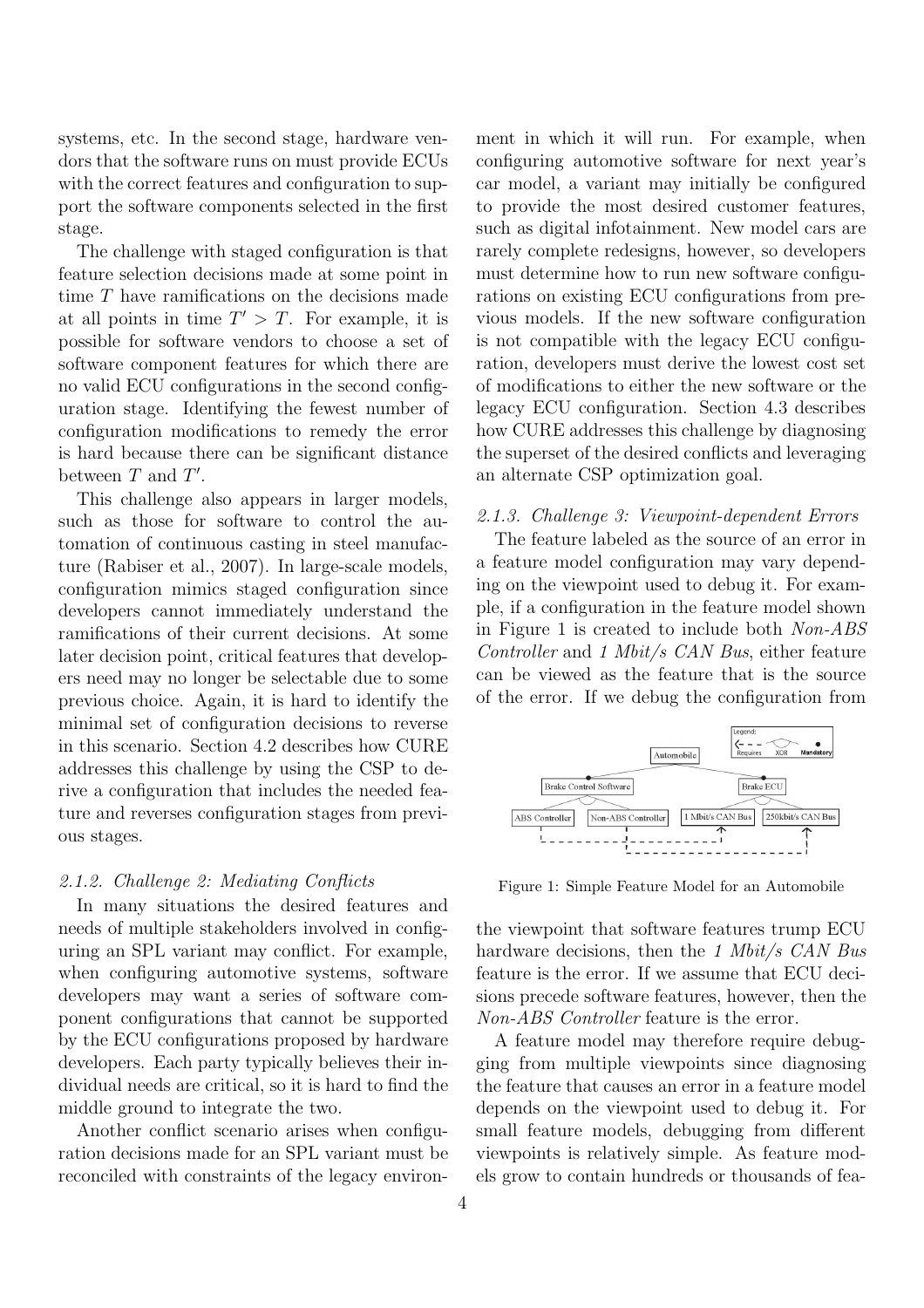systems, etc. In the second stage, hardware vendors that the software runs on must provide ECUs with the correct features and configuration to support the software components selected in the first stage.

The challenge with staged configuration is that feature selection decisions made at some point in time $T$ have ramifications on the decisions made at all points in time $T' > T$. For example, it is possible for software vendors to choose a set of software component features for which there are no valid ECU configurations in the second configuration stage. Identifying the fewest number of configuration modifications to remedy the error is hard because there can be significant distance between $T$ and $T'$.

This challenge also appears in larger models, such as those for software to control the automation of continuous casting in steel manufacture (Rabiser et al., 2007). In large-scale models, configuration mimics staged configuration since developers cannot immediately understand the ramifications of their current decisions. At some later decision point, critical features that developers need may no longer be selectable due to some previous choice. Again, it is hard to identify the minimal set of configuration decisions to reverse in this scenario. Section 4.2 describes how CURE addresses this challenge by using the CSP to derive a configuration that includes the needed feature and reverses configuration stages from previous stages.

### 2.1.2. Challenge 2: Mediating Conflicts

In many situations the desired features and needs of multiple stakeholders involved in configuring an SPL variant may conflict. For example, when configuring automotive systems, software developers may want a series of software component configurations that cannot be supported by the ECU configurations proposed by hardware developers. Each party typically believes their individual needs are critical, so it is hard to find the middle ground to integrate the two.

Another conflict scenario arises when configuration decisions made for an SPL variant must be reconciled with constraints of the legacy environment in which it will run. For example, when configuring automotive software for next year's car model, a variant may initially be configured to provide the most desired customer features, such as digital infotainment. New model cars are rarely complete redesigns, however, so developers must determine how to run new software configurations on existing ECU configurations from previous models. If the new software configuration is not compatible with the legacy ECU configuration, developers must derive the lowest cost set of modifications to either the new software or the legacy ECU configuration. Section 4.3 describes how CURE addresses this challenge by diagnosing the superset of the desired conflicts and leveraging an alternate CSP optimization goal.

### 2.1.3. Challenge 3: Viewpoint-dependent Errors

The feature labeled as the source of an error in a feature model configuration may vary depending on the viewpoint used to debug it. For example, if a configuration in the feature model shown in Figure 1 is created to include both *Non-ABS Controller* and *1 Mbit/s CAN Bus*, either feature can be viewed as the feature that is the source of the error. If we debug the configuration from the viewpoint that software features trump ECU hardware decisions, then the *1 Mbit/s CAN Bus* feature is the error. If we assume that ECU decisions precede software features, however, then the *Non-ABS Controller* feature is the error.

Figure 1: Simple Feature Model for an Automobile

A feature model may therefore require debugging from multiple viewpoints since diagnosing the feature that causes an error in a feature model depends on the viewpoint used to debug it. For small feature models, debugging from different viewpoints is relatively simple. As feature models grow to contain hundreds or thousands of fea-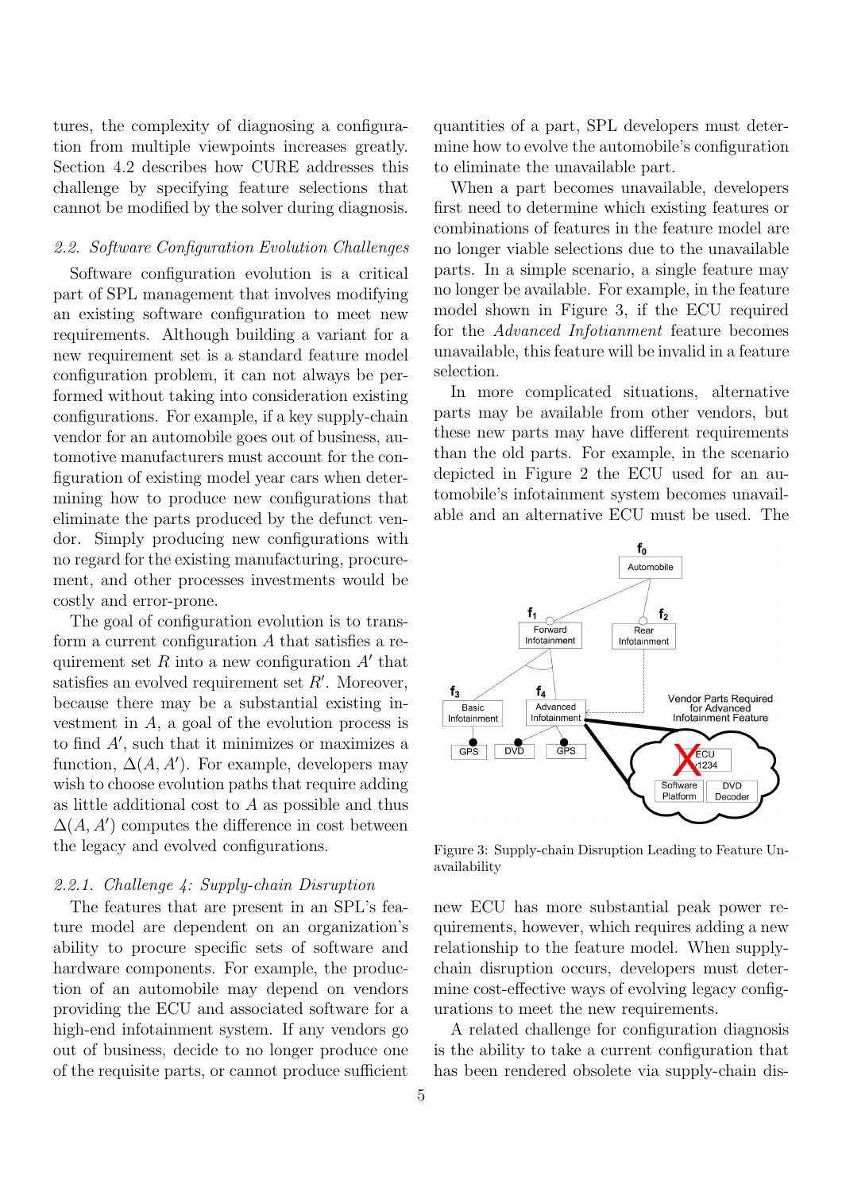tures, the complexity of diagnosing a configuration from multiple viewpoints increases greatly. Section 4.2 describes how CURE addresses this challenge by specifying feature selections that cannot be modified by the solver during diagnosis.

### *2.2. Software Configuration Evolution Challenges*

Software configuration evolution is a critical part of SPL management that involves modifying an existing software configuration to meet new requirements. Although building a variant for a new requirement set is a standard feature model configuration problem, it can not always be performed without taking into consideration existing configurations. For example, if a key supply-chain vendor for an automobile goes out of business, automotive manufacturers must account for the configuration of existing model year cars when determining how to produce new configurations that eliminate the parts produced by the defunct vendor. Simply producing new configurations with no regard for the existing manufacturing, procurement, and other processes investments would be costly and error-prone.

The goal of configuration evolution is to transform a current configuration $A$ that satisfies a requirement set $R$ into a new configuration $A'$ that satisfies an evolved requirement set $R'$. Moreover, because there may be a substantial existing investment in $A$, a goal of the evolution process is to find $A'$, such that it minimizes or maximizes a function, $\Delta(A, A')$. For example, developers may wish to choose evolution paths that require adding as little additional cost to $A$ as possible and thus $\Delta(A, A')$ computes the difference in cost between the legacy and evolved configurations.

#### *2.2.1. Challenge 4: Supply-chain Disruption*

The features that are present in an SPL's feature model are dependent on an organization's ability to procure specific sets of software and hardware components. For example, the production of an automobile may depend on vendors providing the ECU and associated software for a high-end infotainment system. If any vendors go out of business, decide to no longer produce one of the requisite parts, or cannot produce sufficient quantities of a part, SPL developers must determine how to evolve the automobile's configuration to eliminate the unavailable part.

When a part becomes unavailable, developers first need to determine which existing features or combinations of features in the feature model are no longer viable selections due to the unavailable parts. In a simple scenario, a single feature may no longer be available. For example, in the feature model shown in Figure 3, if the ECU required for the *Advanced Infotianment* feature becomes unavailable, this feature will be invalid in a feature selection.

In more complicated situations, alternative parts may be available from other vendors, but these new parts may have different requirements than the old parts. For example, in the scenario depicted in Figure 2 the ECU used for an automobile's infotainment system becomes unavailable and an alternative ECU must be used. The new ECU has more substantial peak power requirements, however, which requires adding a new relationship to the feature model. When supply-chain disruption occurs, developers must determine cost-effective ways of evolving legacy configurations to meet the new requirements.

Figure 3: Supply-chain Disruption Leading to Feature Unavailability

A related challenge for configuration diagnosis is the ability to take a current configuration that has been rendered obsolete via supply-chain dis-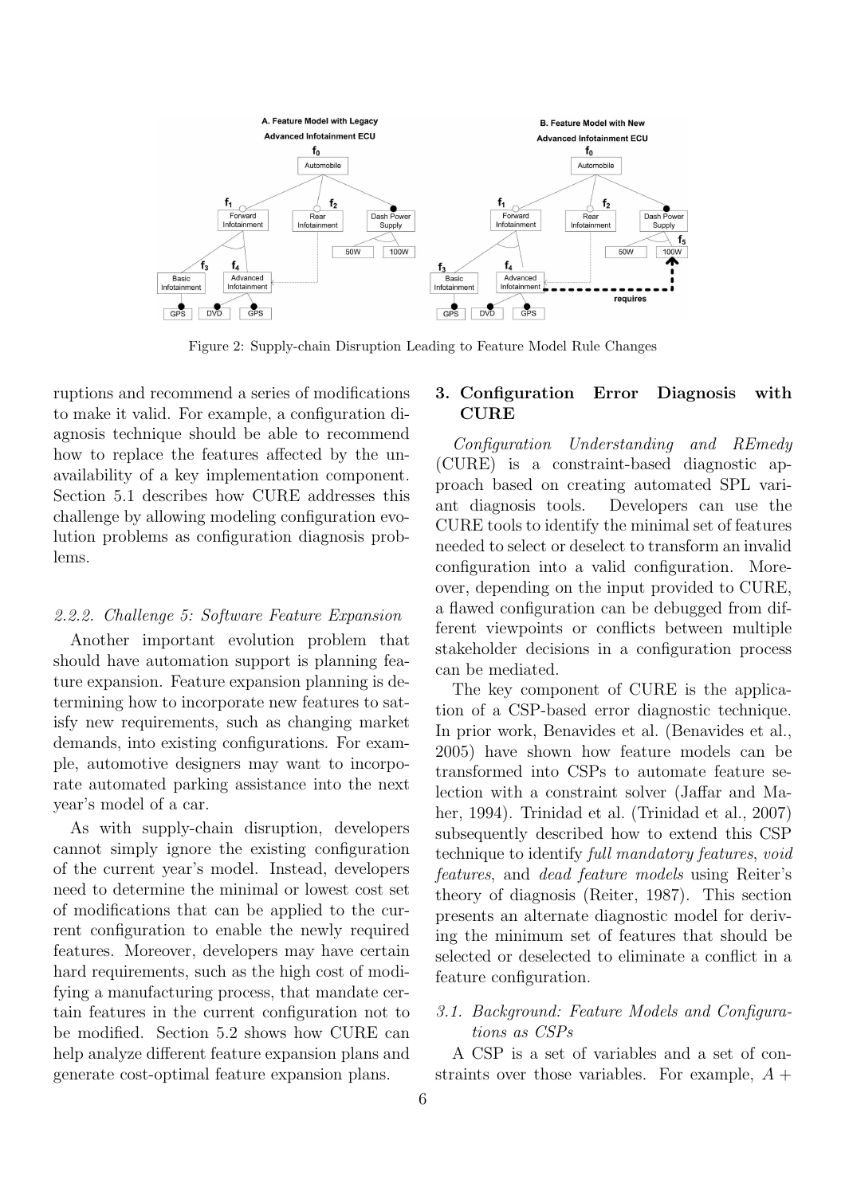Figure 2: Supply-chain Disruption Leading to Feature Model Rule Changes

ruptions and recommend a series of modifications to make it valid. For example, a configuration diagnosis technique should be able to recommend how to replace the features affected by the unavailability of a key implementation component. Section 5.1 describes how CURE addresses this challenge by allowing modeling configuration evolution problems as configuration diagnosis problems.

#### 2.2.2. Challenge 5: Software Feature Expansion

Another important evolution problem that should have automation support is planning feature expansion. Feature expansion planning is determining how to incorporate new features to satisfy new requirements, such as changing market demands, into existing configurations. For example, automotive designers may want to incorporate automated parking assistance into the next year's model of a car.

As with supply-chain disruption, developers cannot simply ignore the existing configuration of the current year's model. Instead, developers need to determine the minimal or lowest cost set of modifications that can be applied to the current configuration to enable the newly required features. Moreover, developers may have certain hard requirements, such as the high cost of modifying a manufacturing process, that mandate certain features in the current configuration not to be modified. Section 5.2 shows how CURE can help analyze different feature expansion plans and generate cost-optimal feature expansion plans.

## 3. Configuration Error Diagnosis with CURE

*Configuration Understanding and REmedy* (CURE) is a constraint-based diagnostic approach based on creating automated SPL variant diagnosis tools. Developers can use the CURE tools to identify the minimal set of features needed to select or deselect to transform an invalid configuration into a valid configuration. Moreover, depending on the input provided to CURE, a flawed configuration can be debugged from different viewpoints or conflicts between multiple stakeholder decisions in a configuration process can be mediated.

The key component of CURE is the application of a CSP-based error diagnostic technique. In prior work, Benavides et al. (Benavides et al., 2005) have shown how feature models can be transformed into CSPs to automate feature selection with a constraint solver (Jaffar and Maher, 1994). Trinidad et al. (Trinidad et al., 2007) subsequently described how to extend this CSP technique to identify *full mandatory features*, *void features*, and *dead feature models* using Reiter's theory of diagnosis (Reiter, 1987). This section presents an alternate diagnostic model for deriving the minimum set of features that should be selected or deselected to eliminate a conflict in a feature configuration.

### 3.1. Background: Feature Models and Configurations as CSPs

A CSP is a set of variables and a set of constraints over those variables. For example, $A +$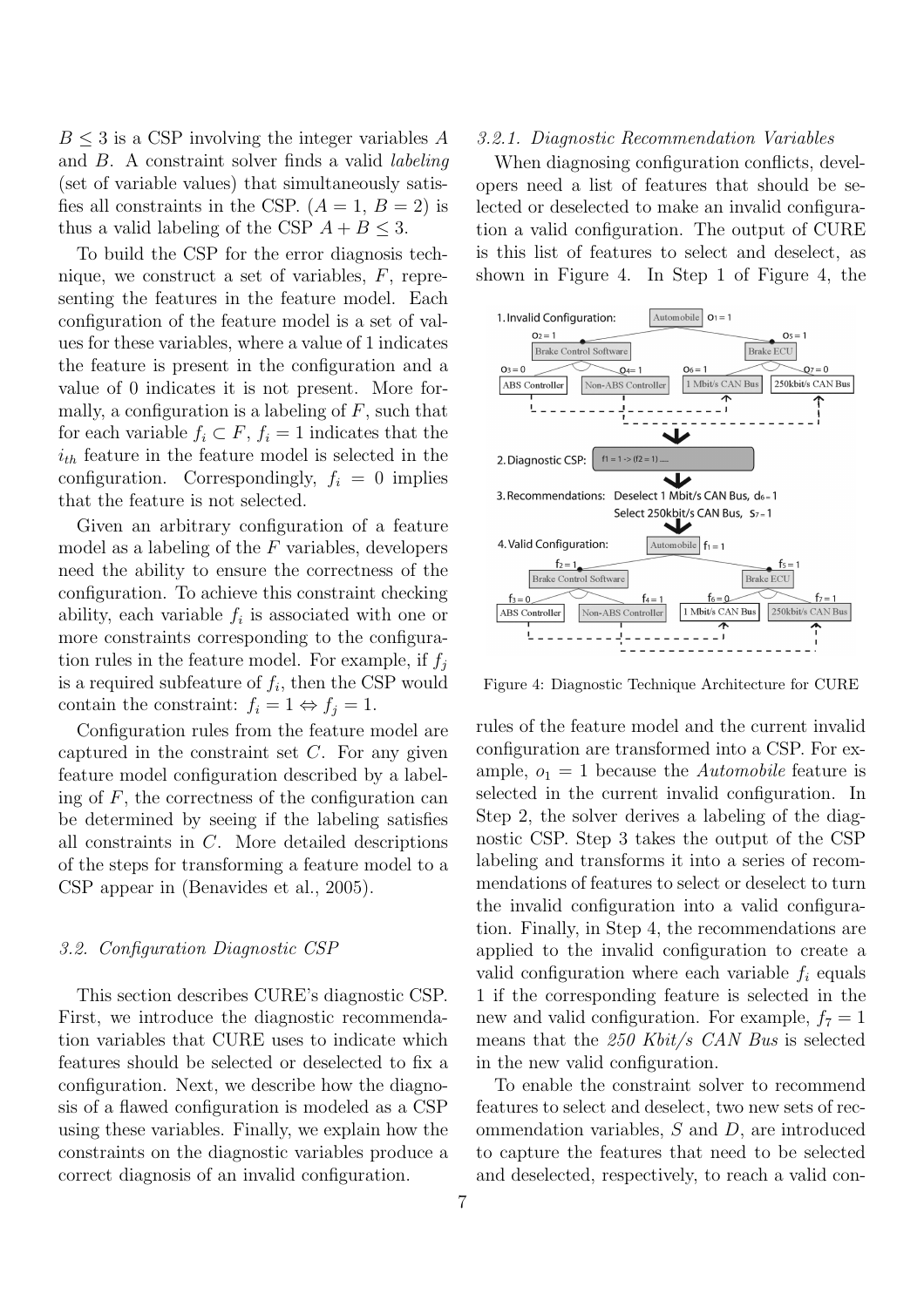$B \leq 3$ is a CSP involving the integer variables $A$ and $B$. A constraint solver finds a valid *labeling* (set of variable values) that simultaneously satisfies all constraints in the CSP. ($A = 1$, $B = 2$) is thus a valid labeling of the CSP $A + B \leq 3$.

To build the CSP for the error diagnosis technique, we construct a set of variables, $F$, representing the features in the feature model. Each configuration of the feature model is a set of values for these variables, where a value of 1 indicates the feature is present in the configuration and a value of 0 indicates it is not present. More formally, a configuration is a labeling of $F$, such that for each variable $f_i \subset F$, $f_i = 1$ indicates that the $i_{th}$ feature in the feature model is selected in the configuration. Correspondingly, $f_i = 0$ implies that the feature is not selected.

Given an arbitrary configuration of a feature model as a labeling of the $F$ variables, developers need the ability to ensure the correctness of the configuration. To achieve this constraint checking ability, each variable $f_i$ is associated with one or more constraints corresponding to the configuration rules in the feature model. For example, if $f_j$ is a required subfeature of $f_i$, then the CSP would contain the constraint: $f_i = 1 \Leftrightarrow f_j = 1$.

Configuration rules from the feature model are captured in the constraint set $C$. For any given feature model configuration described by a labeling of $F$, the correctness of the configuration can be determined by seeing if the labeling satisfies all constraints in $C$. More detailed descriptions of the steps for transforming a feature model to a CSP appear in (Benavides et al., 2005).

### 3.2. Configuration Diagnostic CSP

This section describes CURE's diagnostic CSP. First, we introduce the diagnostic recommendation variables that CURE uses to indicate which features should be selected or deselected to fix a configuration. Next, we describe how the diagnosis of a flawed configuration is modeled as a CSP using these variables. Finally, we explain how the constraints on the diagnostic variables produce a correct diagnosis of an invalid configuration.

#### 3.2.1. Diagnostic Recommendation Variables

When diagnosing configuration conflicts, developers need a list of features that should be selected or deselected to make an invalid configuration a valid configuration. The output of CURE is this list of features to select and deselect, as shown in Figure 4. In Step 1 of Figure 4, the rules of the feature model and the current invalid configuration are transformed into a CSP. For example, $o_1 = 1$ because the *Automobile* feature is selected in the current invalid configuration. In Step 2, the solver derives a labeling of the diagnostic CSP. Step 3 takes the output of the CSP labeling and transforms it into a series of recommendations of features to select or deselect to turn the invalid configuration into a valid configuration. Finally, in Step 4, the recommendations are applied to the invalid configuration to create a valid configuration where each variable $f_i$ equals 1 if the corresponding feature is selected in the new and valid configuration. For example, $f_7 = 1$ means that the *250 Kbit/s CAN Bus* is selected in the new valid configuration.

Figure 4: Diagnostic Technique Architecture for CURE

To enable the constraint solver to recommend features to select and deselect, two new sets of recommendation variables, $S$ and $D$, are introduced to capture the features that need to be selected and deselected, respectively, to reach a valid con-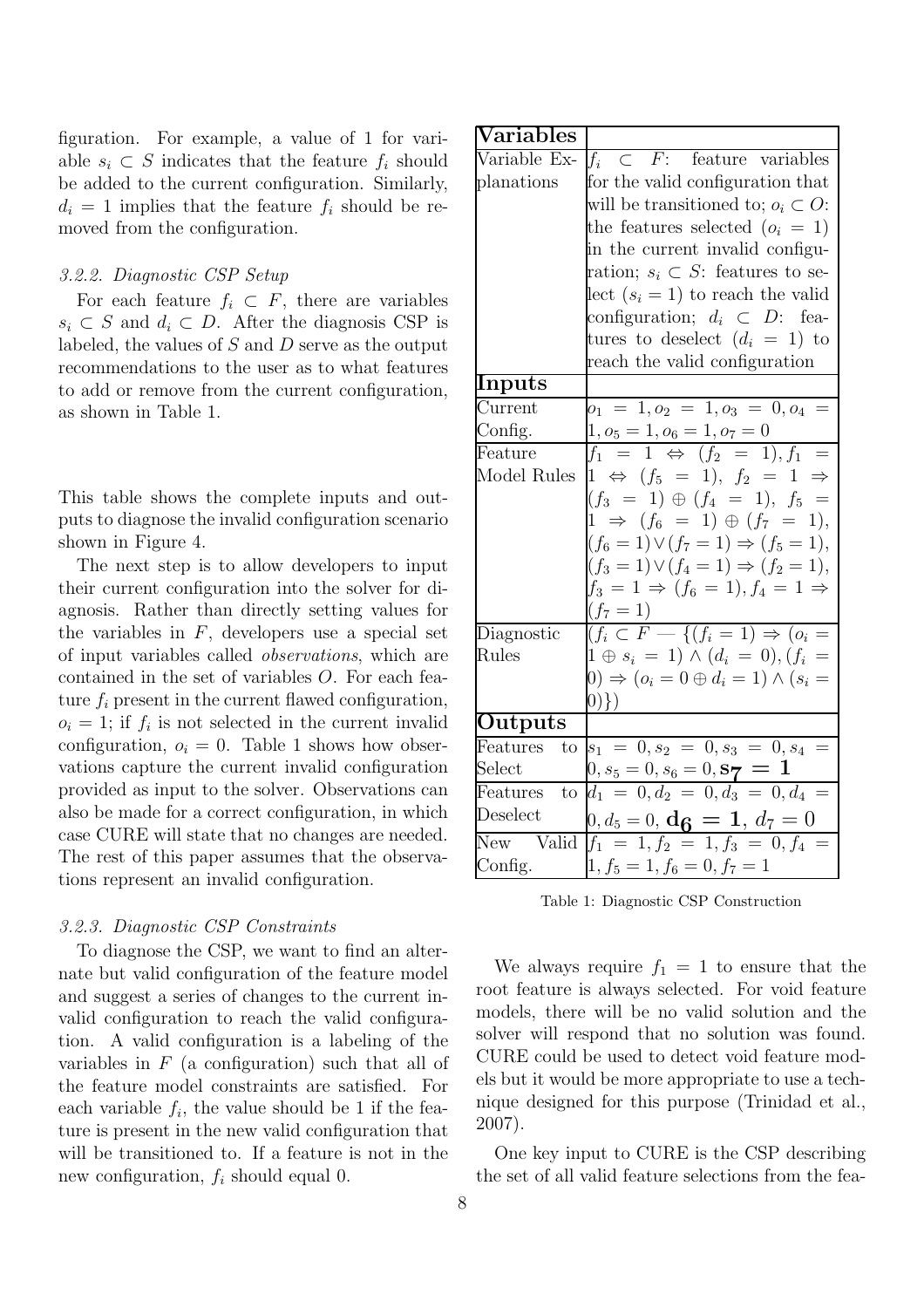figuration. For example, a value of 1 for variable $s_i \subset S$ indicates that the feature $f_i$ should be added to the current configuration. Similarly, $d_i = 1$ implies that the feature $f_i$ should be removed from the configuration.

### *3.2.2. Diagnostic CSP Setup*

For each feature $f_i \subset F$, there are variables $s_i \subset S$ and $d_i \subset D$. After the diagnosis CSP is labeled, the values of $S$ and $D$ serve as the output recommendations to the user as to what features to add or remove from the current configuration, as shown in Table 1.

This table shows the complete inputs and outputs to diagnose the invalid configuration scenario shown in Figure 4.

The next step is to allow developers to input their current configuration into the solver for diagnosis. Rather than directly setting values for the variables in $F$, developers use a special set of input variables called *observations*, which are contained in the set of variables $O$. For each feature $f_i$ present in the current flawed configuration, $o_i = 1$; if $f_i$ is not selected in the current invalid configuration, $o_i = 0$. Table 1 shows how observations capture the current invalid configuration provided as input to the solver. Observations can also be made for a correct configuration, in which case CURE will state that no changes are needed. The rest of this paper assumes that the observations represent an invalid configuration.

| **Variables** | |
|---|---|
| Variable Explanations | $f_i \subset F$: feature variables for the valid configuration that will be transitioned to; $o_i \subset O$: the features selected ($o_i = 1$) in the current invalid configuration; $s_i \subset S$: features to select ($s_i = 1$) to reach the valid configuration; $d_i \subset D$: features to deselect ($d_i = 1$) to reach the valid configuration |
| **Inputs** | |
| Current Config. | $o_1 = 1, o_2 = 1, o_3 = 0, o_4 = 1, o_5 = 1, o_6 = 1, o_7 = 0$ |
| Feature Model Rules | $f_1 = 1 \Leftrightarrow (f_2 = 1), f_1 = 1 \Leftrightarrow (f_5 = 1),\ f_2 = 1 \Rightarrow (f_3 = 1) \oplus (f_4 = 1),\ f_5 = 1 \Rightarrow (f_6 = 1) \oplus (f_7 = 1), (f_6 = 1) \vee (f_7 = 1) \Rightarrow (f_5 = 1), (f_3 = 1) \vee (f_4 = 1) \Rightarrow (f_2 = 1), f_3 = 1 \Rightarrow (f_6 = 1), f_4 = 1 \Rightarrow (f_7 = 1)$ |
| Diagnostic Rules | $(f_i \subset F — \{(f_i = 1) \Rightarrow (o_i = 1 \oplus s_i = 1) \wedge (d_i = 0), (f_i = 0) \Rightarrow (o_i = 0 \oplus d_i = 1) \wedge (s_i = 0)\})$ |
| **Outputs** | |
| Features to Select | $s_1 = 0, s_2 = 0, s_3 = 0, s_4 = 0, s_5 = 0, s_6 = 0, \mathbf{s_7 = 1}$ |
| Features to Deselect | $d_1 = 0, d_2 = 0, d_3 = 0, d_4 = 0, d_5 = 0, \mathbf{d_6 = 1},\ d_7 = 0$ |
| New Valid Config. | $f_1 = 1, f_2 = 1, f_3 = 0, f_4 = 1, f_5 = 1, f_6 = 0, f_7 = 1$ |

Table 1: Diagnostic CSP Construction

### *3.2.3. Diagnostic CSP Constraints*

To diagnose the CSP, we want to find an alternate but valid configuration of the feature model and suggest a series of changes to the current invalid configuration to reach the valid configuration. A valid configuration is a labeling of the variables in $F$ (a configuration) such that all of the feature model constraints are satisfied. For each variable $f_i$, the value should be 1 if the feature is present in the new valid configuration that will be transitioned to. If a feature is not in the new configuration, $f_i$ should equal 0.

We always require $f_1 = 1$ to ensure that the root feature is always selected. For void feature models, there will be no valid solution and the solver will respond that no solution was found. CURE could be used to detect void feature models but it would be more appropriate to use a technique designed for this purpose (Trinidad et al., 2007).

One key input to CURE is the CSP describing the set of all valid feature selections from the fea-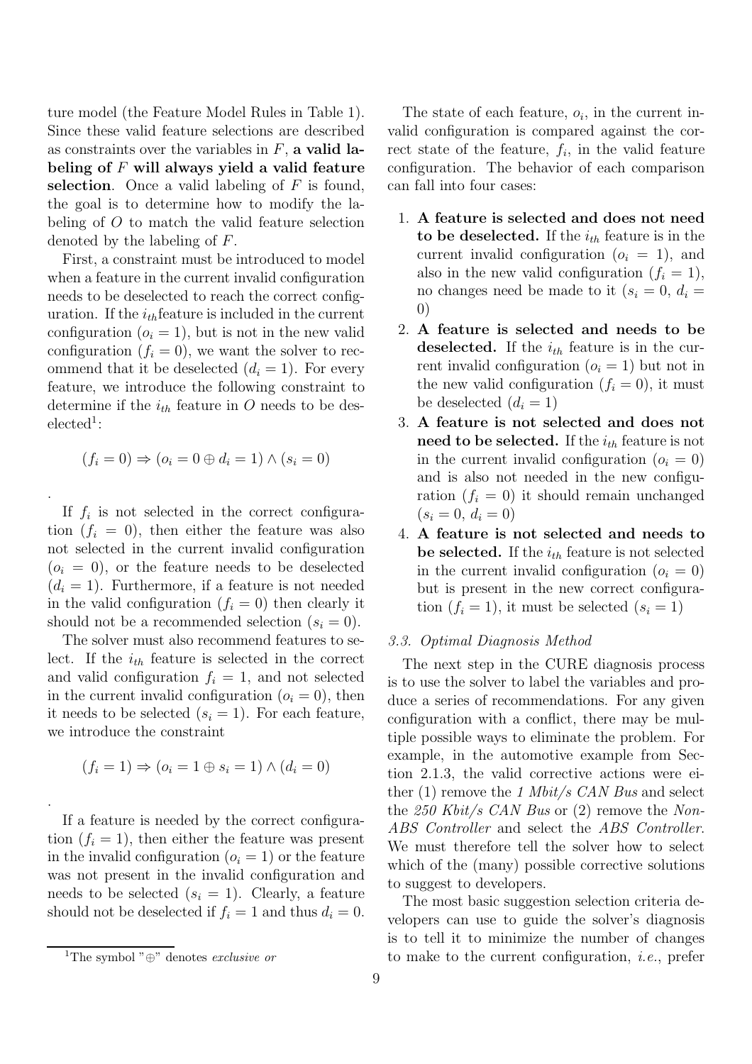ture model (the Feature Model Rules in Table 1). Since these valid feature selections are described as constraints over the variables in $F$, **a valid labeling of $F$ will always yield a valid feature selection**. Once a valid labeling of $F$ is found, the goal is to determine how to modify the labeling of $O$ to match the valid feature selection denoted by the labeling of $F$.

First, a constraint must be introduced to model when a feature in the current invalid configuration needs to be deselected to reach the correct configuration. If the $i_{th}$feature is included in the current configuration ($o_i = 1$), but is not in the new valid configuration ($f_i = 0$), we want the solver to recommend that it be deselected ($d_i = 1$). For every feature, we introduce the following constraint to determine if the $i_{th}$ feature in $O$ needs to be deselected[1]:

$$(f_i = 0) \Rightarrow (o_i = 0 \oplus d_i = 1) \wedge (s_i = 0)$$

.

If $f_i$ is not selected in the correct configuration ($f_i = 0$), then either the feature was also not selected in the current invalid configuration ($o_i = 0$), or the feature needs to be deselected ($d_i = 1$). Furthermore, if a feature is not needed in the valid configuration ($f_i = 0$) then clearly it should not be a recommended selection ($s_i = 0$).

The solver must also recommend features to select. If the $i_{th}$ feature is selected in the correct and valid configuration $f_i = 1$, and not selected in the current invalid configuration ($o_i = 0$), then it needs to be selected ($s_i = 1$). For each feature, we introduce the constraint

$$(f_i = 1) \Rightarrow (o_i = 1 \oplus s_i = 1) \wedge (d_i = 0)$$

.

If a feature is needed by the correct configuration ($f_i = 1$), then either the feature was present in the invalid configuration ($o_i = 1$) or the feature was not present in the invalid configuration and needs to be selected ($s_i = 1$). Clearly, a feature should not be deselected if $f_i = 1$ and thus $d_i = 0$.

[1] The symbol "$\oplus$" denotes *exclusive or*

The state of each feature, $o_i$, in the current invalid configuration is compared against the correct state of the feature, $f_i$, in the valid feature configuration. The behavior of each comparison can fall into four cases:

1. **A feature is selected and does not need to be deselected.** If the $i_{th}$ feature is in the current invalid configuration ($o_i = 1$), and also in the new valid configuration ($f_i = 1$), no changes need be made to it ($s_i = 0$, $d_i = 0$)
2. **A feature is selected and needs to be deselected.** If the $i_{th}$ feature is in the current invalid configuration ($o_i = 1$) but not in the new valid configuration ($f_i = 0$), it must be deselected ($d_i = 1$)
3. **A feature is not selected and does not need to be selected.** If the $i_{th}$ feature is not in the current invalid configuration ($o_i = 0$) and is also not needed in the new configuration ($f_i = 0$) it should remain unchanged ($s_i = 0$, $d_i = 0$)
4. **A feature is not selected and needs to be selected.** If the $i_{th}$ feature is not selected in the current invalid configuration ($o_i = 0$) but is present in the new correct configuration ($f_i = 1$), it must be selected ($s_i = 1$)

### *3.3. Optimal Diagnosis Method*

The next step in the CURE diagnosis process is to use the solver to label the variables and produce a series of recommendations. For any given configuration with a conflict, there may be multiple possible ways to eliminate the problem. For example, in the automotive example from Section 2.1.3, the valid corrective actions were either (1) remove the *1 Mbit/s CAN Bus* and select the *250 Kbit/s CAN Bus* or (2) remove the *Non-ABS Controller* and select the *ABS Controller*. We must therefore tell the solver how to select which of the (many) possible corrective solutions to suggest to developers.

The most basic suggestion selection criteria developers can use to guide the solver's diagnosis is to tell it to minimize the number of changes to make to the current configuration, *i.e.*, prefer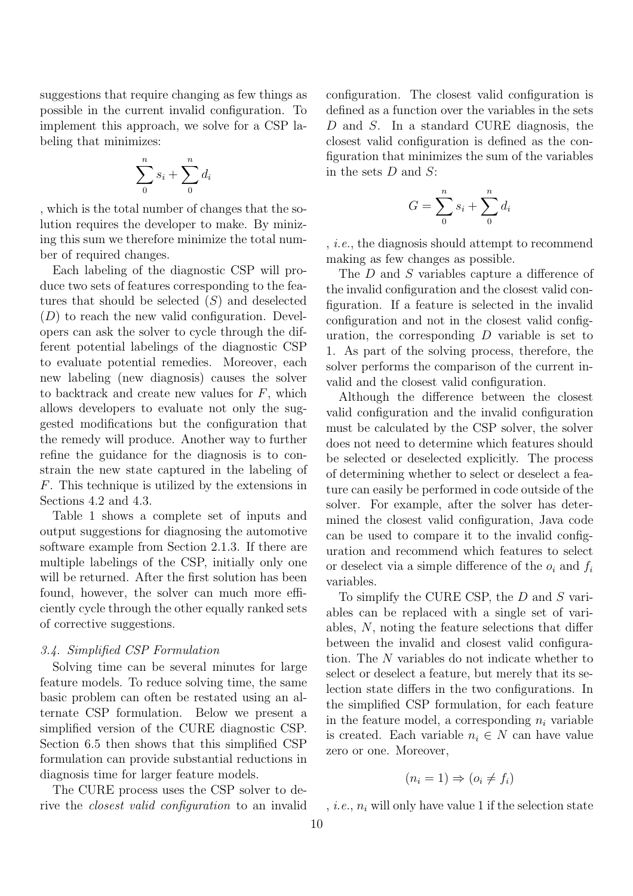suggestions that require changing as few things as possible in the current invalid configuration. To implement this approach, we solve for a CSP labeling that minimizes:

$$\sum_{0}^{n} s_i + \sum_{0}^{n} d_i$$

, which is the total number of changes that the solution requires the developer to make. By minizing this sum we therefore minimize the total number of required changes.

Each labeling of the diagnostic CSP will produce two sets of features corresponding to the features that should be selected ($S$) and deselected ($D$) to reach the new valid configuration. Developers can ask the solver to cycle through the different potential labelings of the diagnostic CSP to evaluate potential remedies. Moreover, each new labeling (new diagnosis) causes the solver to backtrack and create new values for $F$, which allows developers to evaluate not only the suggested modifications but the configuration that the remedy will produce. Another way to further refine the guidance for the diagnosis is to constrain the new state captured in the labeling of $F$. This technique is utilized by the extensions in Sections 4.2 and 4.3.

Table 1 shows a complete set of inputs and output suggestions for diagnosing the automotive software example from Section 2.1.3. If there are multiple labelings of the CSP, initially only one will be returned. After the first solution has been found, however, the solver can much more efficiently cycle through the other equally ranked sets of corrective suggestions.

### *3.4. Simplified CSP Formulation*

Solving time can be several minutes for large feature models. To reduce solving time, the same basic problem can often be restated using an alternate CSP formulation. Below we present a simplified version of the CURE diagnostic CSP. Section 6.5 then shows that this simplified CSP formulation can provide substantial reductions in diagnosis time for larger feature models.

The CURE process uses the CSP solver to derive the *closest valid configuration* to an invalid configuration. The closest valid configuration is defined as a function over the variables in the sets $D$ and $S$. In a standard CURE diagnosis, the closest valid configuration is defined as the configuration that minimizes the sum of the variables in the sets $D$ and $S$:

$$G = \sum_{0}^{n} s_i + \sum_{0}^{n} d_i$$

, *i.e.*, the diagnosis should attempt to recommend making as few changes as possible.

The $D$ and $S$ variables capture a difference of the invalid configuration and the closest valid configuration. If a feature is selected in the invalid configuration and not in the closest valid configuration, the corresponding $D$ variable is set to 1. As part of the solving process, therefore, the solver performs the comparison of the current invalid and the closest valid configuration.

Although the difference between the closest valid configuration and the invalid configuration must be calculated by the CSP solver, the solver does not need to determine which features should be selected or deselected explicitly. The process of determining whether to select or deselect a feature can easily be performed in code outside of the solver. For example, after the solver has determined the closest valid configuration, Java code can be used to compare it to the invalid configuration and recommend which features to select or deselect via a simple difference of the $o_i$ and $f_i$ variables.

To simplify the CURE CSP, the $D$ and $S$ variables can be replaced with a single set of variables, $N$, noting the feature selections that differ between the invalid and closest valid configuration. The $N$ variables do not indicate whether to select or deselect a feature, but merely that its selection state differs in the two configurations. In the simplified CSP formulation, for each feature in the feature model, a corresponding $n_i$ variable is created. Each variable $n_i \in N$ can have value zero or one. Moreover,

$$(n_i = 1) \Rightarrow (o_i \neq f_i)$$

, *i.e.*, $n_i$ will only have value 1 if the selection state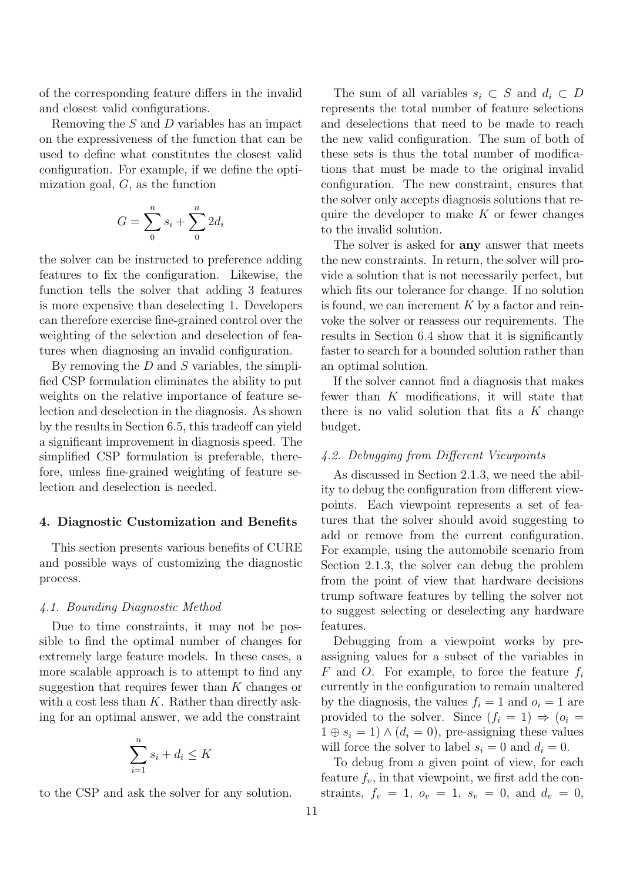of the corresponding feature differs in the invalid and closest valid configurations.

Removing the $S$ and $D$ variables has an impact on the expressiveness of the function that can be used to define what constitutes the closest valid configuration. For example, if we define the optimization goal, $G$, as the function

$$G = \sum_{0}^{n} s_i + \sum_{0}^{n} 2d_i$$

the solver can be instructed to preference adding features to fix the configuration. Likewise, the function tells the solver that adding 3 features is more expensive than deselecting 1. Developers can therefore exercise fine-grained control over the weighting of the selection and deselection of features when diagnosing an invalid configuration.

By removing the $D$ and $S$ variables, the simplified CSP formulation eliminates the ability to put weights on the relative importance of feature selection and deselection in the diagnosis. As shown by the results in Section 6.5, this tradeoff can yield a significant improvement in diagnosis speed. The simplified CSP formulation is preferable, therefore, unless fine-grained weighting of feature selection and deselection is needed.

## 4. Diagnostic Customization and Benefits

This section presents various benefits of CURE and possible ways of customizing the diagnostic process.

### *4.1. Bounding Diagnostic Method*

Due to time constraints, it may not be possible to find the optimal number of changes for extremely large feature models. In these cases, a more scalable approach is to attempt to find any suggestion that requires fewer than $K$ changes or with a cost less than $K$. Rather than directly asking for an optimal answer, we add the constraint

$$\sum_{i=1}^{n} s_i + d_i \leq K$$

to the CSP and ask the solver for any solution.

The sum of all variables $s_i \subset S$ and $d_i \subset D$ represents the total number of feature selections and deselections that need to be made to reach the new valid configuration. The sum of both of these sets is thus the total number of modifications that must be made to the original invalid configuration. The new constraint, ensures that the solver only accepts diagnosis solutions that require the developer to make $K$ or fewer changes to the invalid solution.

The solver is asked for **any** answer that meets the new constraints. In return, the solver will provide a solution that is not necessarily perfect, but which fits our tolerance for change. If no solution is found, we can increment $K$ by a factor and reinvoke the solver or reassess our requirements. The results in Section 6.4 show that it is significantly faster to search for a bounded solution rather than an optimal solution.

If the solver cannot find a diagnosis that makes fewer than $K$ modifications, it will state that there is no valid solution that fits a $K$ change budget.

### *4.2. Debugging from Different Viewpoints*

As discussed in Section 2.1.3, we need the ability to debug the configuration from different viewpoints. Each viewpoint represents a set of features that the solver should avoid suggesting to add or remove from the current configuration. For example, using the automobile scenario from Section 2.1.3, the solver can debug the problem from the point of view that hardware decisions trump software features by telling the solver not to suggest selecting or deselecting any hardware features.

Debugging from a viewpoint works by pre-assigning values for a subset of the variables in $F$ and $O$. For example, to force the feature $f_i$ currently in the configuration to remain unaltered by the diagnosis, the values $f_i = 1$ and $o_i = 1$ are provided to the solver. Since $(f_i = 1) \Rightarrow (o_i = 1 \oplus s_i = 1) \wedge (d_i = 0)$, pre-assigning these values will force the solver to label $s_i = 0$ and $d_i = 0$.

To debug from a given point of view, for each feature $f_v$, in that viewpoint, we first add the constraints, $f_v = 1$, $o_v = 1$, $s_v = 0$, and $d_v = 0$,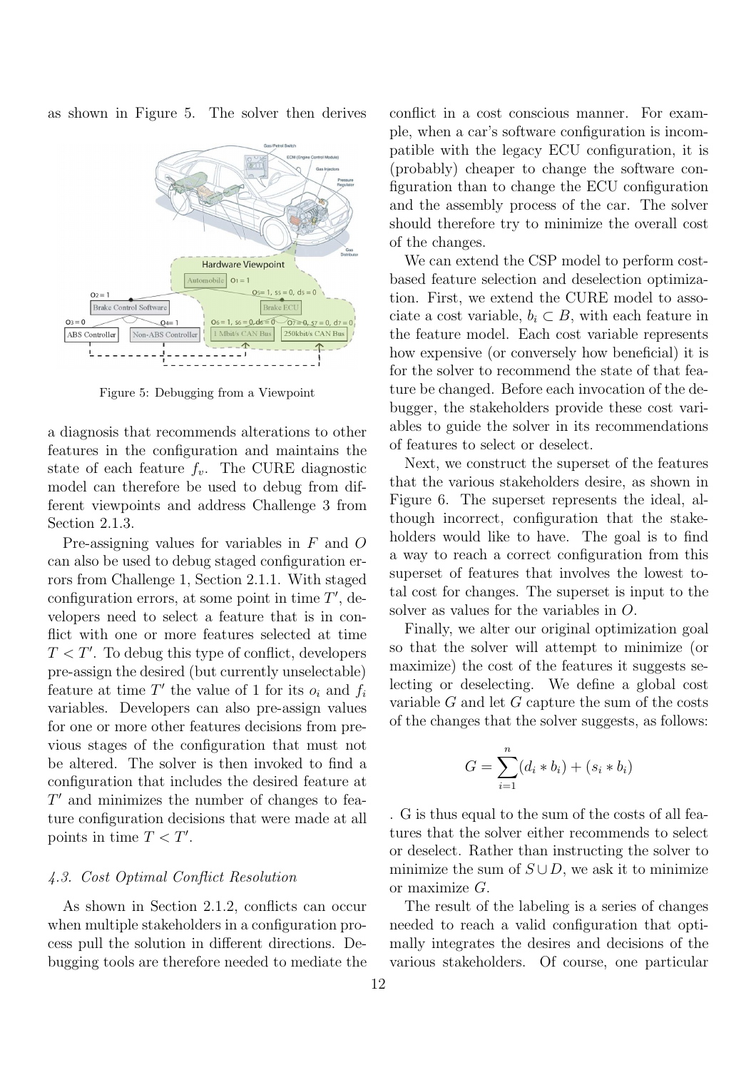as shown in Figure 5. The solver then derives

Figure 5: Debugging from a Viewpoint

a diagnosis that recommends alterations to other features in the configuration and maintains the state of each feature $f_v$. The CURE diagnostic model can therefore be used to debug from different viewpoints and address Challenge 3 from Section 2.1.3.

Pre-assigning values for variables in $F$ and $O$ can also be used to debug staged configuration errors from Challenge 1, Section 2.1.1. With staged configuration errors, at some point in time $T'$, developers need to select a feature that is in conflict with one or more features selected at time $T < T'$. To debug this type of conflict, developers pre-assign the desired (but currently unselectable) feature at time $T'$ the value of 1 for its $o_i$ and $f_i$ variables. Developers can also pre-assign values for one or more other features decisions from previous stages of the configuration that must not be altered. The solver is then invoked to find a configuration that includes the desired feature at $T'$ and minimizes the number of changes to feature configuration decisions that were made at all points in time $T < T'$.

### 4.3. Cost Optimal Conflict Resolution

As shown in Section 2.1.2, conflicts can occur when multiple stakeholders in a configuration process pull the solution in different directions. Debugging tools are therefore needed to mediate the conflict in a cost conscious manner. For example, when a car's software configuration is incompatible with the legacy ECU configuration, it is (probably) cheaper to change the software configuration than to change the ECU configuration and the assembly process of the car. The solver should therefore try to minimize the overall cost of the changes.

We can extend the CSP model to perform cost-based feature selection and deselection optimization. First, we extend the CURE model to associate a cost variable, $b_i \subset B$, with each feature in the feature model. Each cost variable represents how expensive (or conversely how beneficial) it is for the solver to recommend the state of that feature be changed. Before each invocation of the debugger, the stakeholders provide these cost variables to guide the solver in its recommendations of features to select or deselect.

Next, we construct the superset of the features that the various stakeholders desire, as shown in Figure 6. The superset represents the ideal, although incorrect, configuration that the stakeholders would like to have. The goal is to find a way to reach a correct configuration from this superset of features that involves the lowest total cost for changes. The superset is input to the solver as values for the variables in $O$.

Finally, we alter our original optimization goal so that the solver will attempt to minimize (or maximize) the cost of the features it suggests selecting or deselecting. We define a global cost variable $G$ and let $G$ capture the sum of the costs of the changes that the solver suggests, as follows:

$$G = \sum_{i=1}^{n} (d_i * b_i) + (s_i * b_i)$$

. G is thus equal to the sum of the costs of all features that the solver either recommends to select or deselect. Rather than instructing the solver to minimize the sum of $S \cup D$, we ask it to minimize or maximize $G$.

The result of the labeling is a series of changes needed to reach a valid configuration that optimally integrates the desires and decisions of the various stakeholders. Of course, one particular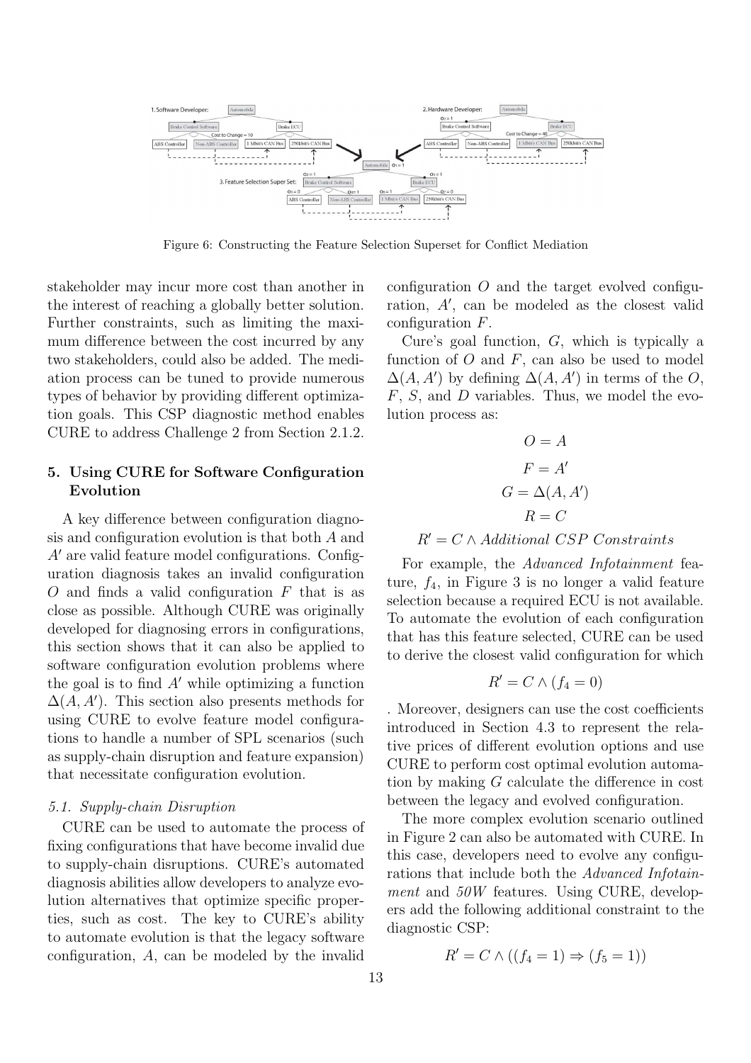Figure 6: Constructing the Feature Selection Superset for Conflict Mediation

stakeholder may incur more cost than another in the interest of reaching a globally better solution. Further constraints, such as limiting the maximum difference between the cost incurred by any two stakeholders, could also be added. The mediation process can be tuned to provide numerous types of behavior by providing different optimization goals. This CSP diagnostic method enables CURE to address Challenge 2 from Section 2.1.2.

## 5. Using CURE for Software Configuration Evolution

A key difference between configuration diagnosis and configuration evolution is that both $A$ and $A'$ are valid feature model configurations. Configuration diagnosis takes an invalid configuration $O$ and finds a valid configuration $F$ that is as close as possible. Although CURE was originally developed for diagnosing errors in configurations, this section shows that it can also be applied to software configuration evolution problems where the goal is to find $A'$ while optimizing a function $\Delta(A, A')$. This section also presents methods for using CURE to evolve feature model configurations to handle a number of SPL scenarios (such as supply-chain disruption and feature expansion) that necessitate configuration evolution.

### 5.1. Supply-chain Disruption

CURE can be used to automate the process of fixing configurations that have become invalid due to supply-chain disruptions. CURE's automated diagnosis abilities allow developers to analyze evolution alternatives that optimize specific properties, such as cost. The key to CURE's ability to automate evolution is that the legacy software configuration, $A$, can be modeled by the invalid configuration $O$ and the target evolved configuration, $A'$, can be modeled as the closest valid configuration $F$.

Cure's goal function, $G$, which is typically a function of $O$ and $F$, can also be used to model $\Delta(A, A')$ by defining $\Delta(A, A')$ in terms of the $O$, $F$, $S$, and $D$ variables. Thus, we model the evolution process as:

$$O = A$$

$$F = A'$$

$$G = \Delta(A, A')$$

$$R = C$$

$$R' = C \wedge \textit{Additional CSP Constraints}$$

For example, the *Advanced Infotainment* feature, $f_4$, in Figure 3 is no longer a valid feature selection because a required ECU is not available. To automate the evolution of each configuration that has this feature selected, CURE can be used to derive the closest valid configuration for which

$$R' = C \wedge (f_4 = 0)$$

. Moreover, designers can use the cost coefficients introduced in Section 4.3 to represent the relative prices of different evolution options and use CURE to perform cost optimal evolution automation by making $G$ calculate the difference in cost between the legacy and evolved configuration.

The more complex evolution scenario outlined in Figure 2 can also be automated with CURE. In this case, developers need to evolve any configurations that include both the *Advanced Infotainment* and *50W* features. Using CURE, developers add the following additional constraint to the diagnostic CSP:

$$R' = C \wedge ((f_4 = 1) \Rightarrow (f_5 = 1))$$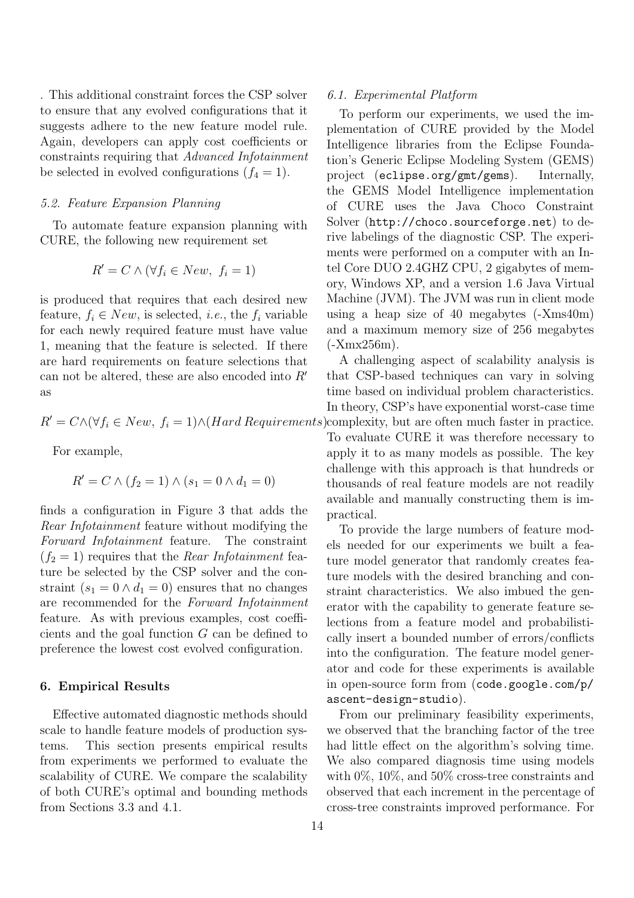. This additional constraint forces the CSP solver to ensure that any evolved configurations that it suggests adhere to the new feature model rule. Again, developers can apply cost coefficients or constraints requiring that *Advanced Infotainment* be selected in evolved configurations ($f_4 = 1$).

### 5.2. Feature Expansion Planning

To automate feature expansion planning with CURE, the following new requirement set

$$R' = C \wedge (\forall f_i \in New,\ f_i = 1)$$

is produced that requires that each desired new feature, $f_i \in New$, is selected, *i.e.*, the $f_i$ variable for each newly required feature must have value 1, meaning that the feature is selected. If there are hard requirements on feature selections that can not be altered, these are also encoded into $R'$ as

$$R' = C \wedge (\forall f_i \in New,\ f_i = 1) \wedge (Hard\ Requirements)$$

For example,

$$R' = C \wedge (f_2 = 1) \wedge (s_1 = 0 \wedge d_1 = 0)$$

finds a configuration in Figure 3 that adds the *Rear Infotainment* feature without modifying the *Forward Infotainment* feature. The constraint ($f_2 = 1$) requires that the *Rear Infotainment* feature be selected by the CSP solver and the constraint ($s_1 = 0 \wedge d_1 = 0$) ensures that no changes are recommended for the *Forward Infotainment* feature. As with previous examples, cost coefficients and the goal function $G$ can be defined to preference the lowest cost evolved configuration.

## 6. Empirical Results

Effective automated diagnostic methods should scale to handle feature models of production systems. This section presents empirical results from experiments we performed to evaluate the scalability of CURE. We compare the scalability of both CURE's optimal and bounding methods from Sections 3.3 and 4.1.

### 6.1. Experimental Platform

To perform our experiments, we used the implementation of CURE provided by the Model Intelligence libraries from the Eclipse Foundation's Generic Eclipse Modeling System (GEMS) project (`eclipse.org/gmt/gems`). Internally, the GEMS Model Intelligence implementation of CURE uses the Java Choco Constraint Solver (`http://choco.sourceforge.net`) to derive labelings of the diagnostic CSP. The experiments were performed on a computer with an Intel Core DUO 2.4GHZ CPU, 2 gigabytes of memory, Windows XP, and a version 1.6 Java Virtual Machine (JVM). The JVM was run in client mode using a heap size of 40 megabytes (-Xms40m) and a maximum memory size of 256 megabytes (-Xmx256m).

A challenging aspect of scalability analysis is that CSP-based techniques can vary in solving time based on individual problem characteristics. In theory, CSP's have exponential worst-case time complexity, but are often much faster in practice. To evaluate CURE it was therefore necessary to apply it to as many models as possible. The key challenge with this approach is that hundreds or thousands of real feature models are not readily available and manually constructing them is impractical.

To provide the large numbers of feature models needed for our experiments we built a feature model generator that randomly creates feature models with the desired branching and constraint characteristics. We also imbued the generator with the capability to generate feature selections from a feature model and probabilistically insert a bounded number of errors/conflicts into the configuration. The feature model generator and code for these experiments is available in open-source form from (`code.google.com/p/ascent-design-studio`).

From our preliminary feasibility experiments, we observed that the branching factor of the tree had little effect on the algorithm's solving time. We also compared diagnosis time using models with 0%, 10%, and 50% cross-tree constraints and observed that each increment in the percentage of cross-tree constraints improved performance. For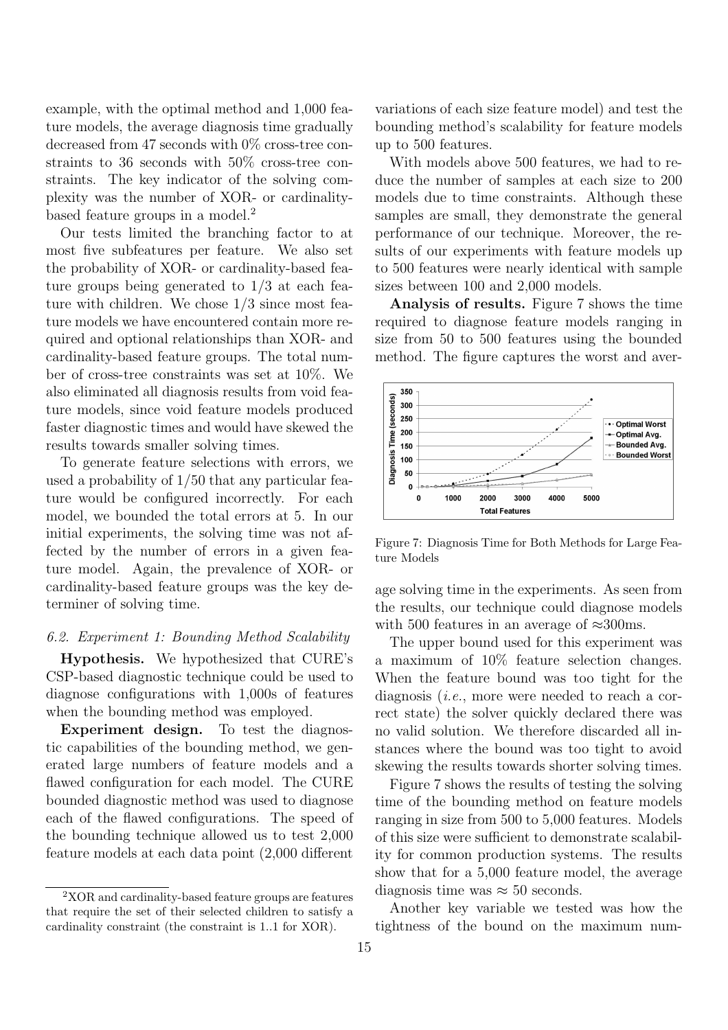example, with the optimal method and 1,000 feature models, the average diagnosis time gradually decreased from 47 seconds with 0% cross-tree constraints to 36 seconds with 50% cross-tree constraints. The key indicator of the solving complexity was the number of XOR- or cardinality-based feature groups in a model.[2]

Our tests limited the branching factor to at most five subfeatures per feature. We also set the probability of XOR- or cardinality-based feature groups being generated to 1/3 at each feature with children. We chose 1/3 since most feature models we have encountered contain more required and optional relationships than XOR- and cardinality-based feature groups. The total number of cross-tree constraints was set at 10%. We also eliminated all diagnosis results from void feature models, since void feature models produced faster diagnostic times and would have skewed the results towards smaller solving times.

To generate feature selections with errors, we used a probability of 1/50 that any particular feature would be configured incorrectly. For each model, we bounded the total errors at 5. In our initial experiments, the solving time was not affected by the number of errors in a given feature model. Again, the prevalence of XOR- or cardinality-based feature groups was the key determiner of solving time.

### 6.2. Experiment 1: Bounding Method Scalability

**Hypothesis.** We hypothesized that CURE's CSP-based diagnostic technique could be used to diagnose configurations with 1,000s of features when the bounding method was employed.

**Experiment design.** To test the diagnostic capabilities of the bounding method, we generated large numbers of feature models and a flawed configuration for each model. The CURE bounded diagnostic method was used to diagnose each of the flawed configurations. The speed of the bounding technique allowed us to test 2,000 feature models at each data point (2,000 different variations of each size feature model) and test the bounding method's scalability for feature models up to 500 features.

With models above 500 features, we had to reduce the number of samples at each size to 200 models due to time constraints. Although these samples are small, they demonstrate the general performance of our technique. Moreover, the results of our experiments with feature models up to 500 features were nearly identical with sample sizes between 100 and 2,000 models.

**Analysis of results.** Figure 7 shows the time required to diagnose feature models ranging in size from 50 to 500 features using the bounded method. The figure captures the worst and average solving time in the experiments. As seen from the results, our technique could diagnose models with 500 features in an average of ≈300ms.

Figure 7: Diagnosis Time for Both Methods for Large Feature Models

The upper bound used for this experiment was a maximum of 10% feature selection changes. When the feature bound was too tight for the diagnosis (*i.e.*, more were needed to reach a correct state) the solver quickly declared there was no valid solution. We therefore discarded all instances where the bound was too tight to avoid skewing the results towards shorter solving times.

Figure 7 shows the results of testing the solving time of the bounding method on feature models ranging in size from 500 to 5,000 features. Models of this size were sufficient to demonstrate scalability for common production systems. The results show that for a 5,000 feature model, the average diagnosis time was ≈ 50 seconds.

Another key variable we tested was how the tightness of the bound on the maximum num-

[2] XOR and cardinality-based feature groups are features that require the set of their selected children to satisfy a cardinality constraint (the constraint is 1..1 for XOR).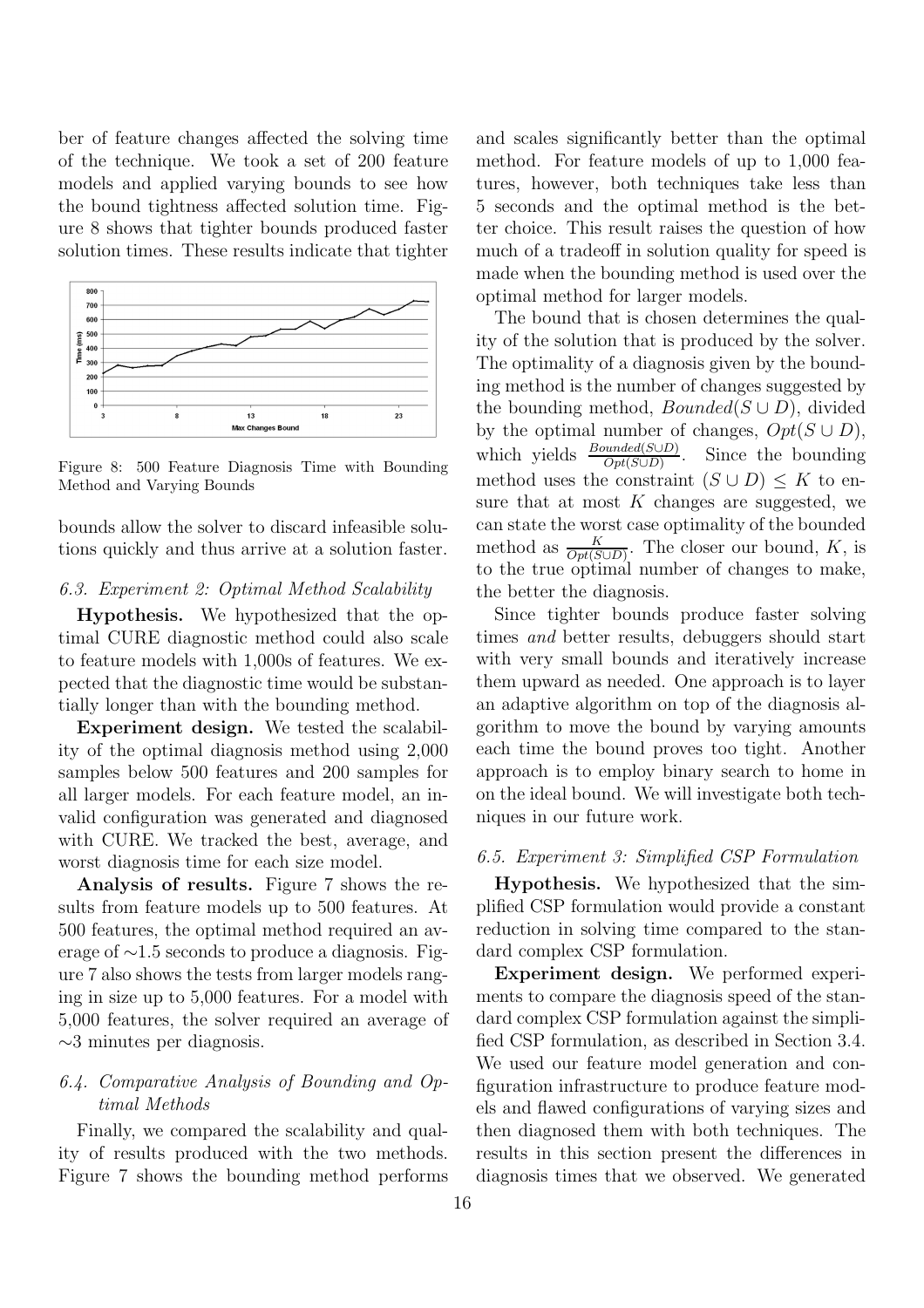ber of feature changes affected the solving time of the technique. We took a set of 200 feature models and applied varying bounds to see how the bound tightness affected solution time. Figure 8 shows that tighter bounds produced faster solution times. These results indicate that tighter bounds allow the solver to discard infeasible solutions quickly and thus arrive at a solution faster.

Figure 8: 500 Feature Diagnosis Time with Bounding Method and Varying Bounds

### 6.3. Experiment 2: Optimal Method Scalability

**Hypothesis.** We hypothesized that the optimal CURE diagnostic method could also scale to feature models with 1,000s of features. We expected that the diagnostic time would be substantially longer than with the bounding method.

**Experiment design.** We tested the scalability of the optimal diagnosis method using 2,000 samples below 500 features and 200 samples for all larger models. For each feature model, an invalid configuration was generated and diagnosed with CURE. We tracked the best, average, and worst diagnosis time for each size model.

**Analysis of results.** Figure 7 shows the results from feature models up to 500 features. At 500 features, the optimal method required an average of ∼1.5 seconds to produce a diagnosis. Figure 7 also shows the tests from larger models ranging in size up to 5,000 features. For a model with 5,000 features, the solver required an average of ∼3 minutes per diagnosis.

### 6.4. Comparative Analysis of Bounding and Optimal Methods

Finally, we compared the scalability and quality of results produced with the two methods. Figure 7 shows the bounding method performs and scales significantly better than the optimal method. For feature models of up to 1,000 features, however, both techniques take less than 5 seconds and the optimal method is the better choice. This result raises the question of how much of a tradeoff in solution quality for speed is made when the bounding method is used over the optimal method for larger models.

The bound that is chosen determines the quality of the solution that is produced by the solver. The optimality of a diagnosis given by the bounding method is the number of changes suggested by the bounding method, $Bounded(S \cup D)$, divided by the optimal number of changes, $Opt(S \cup D)$, which yields $\frac{Bounded(S \cup D)}{Opt(S \cup D)}$. Since the bounding method uses the constraint $(S \cup D) \leq K$ to ensure that at most $K$ changes are suggested, we can state the worst case optimality of the bounded method as $\frac{K}{Opt(S \cup D)}$. The closer our bound, $K$, is to the true optimal number of changes to make, the better the diagnosis.

Since tighter bounds produce faster solving times *and* better results, debuggers should start with very small bounds and iteratively increase them upward as needed. One approach is to layer an adaptive algorithm on top of the diagnosis algorithm to move the bound by varying amounts each time the bound proves too tight. Another approach is to employ binary search to home in on the ideal bound. We will investigate both techniques in our future work.

### 6.5. Experiment 3: Simplified CSP Formulation

**Hypothesis.** We hypothesized that the simplified CSP formulation would provide a constant reduction in solving time compared to the standard complex CSP formulation.

**Experiment design.** We performed experiments to compare the diagnosis speed of the standard complex CSP formulation against the simplified CSP formulation, as described in Section 3.4. We used our feature model generation and configuration infrastructure to produce feature models and flawed configurations of varying sizes and then diagnosed them with both techniques. The results in this section present the differences in diagnosis times that we observed. We generated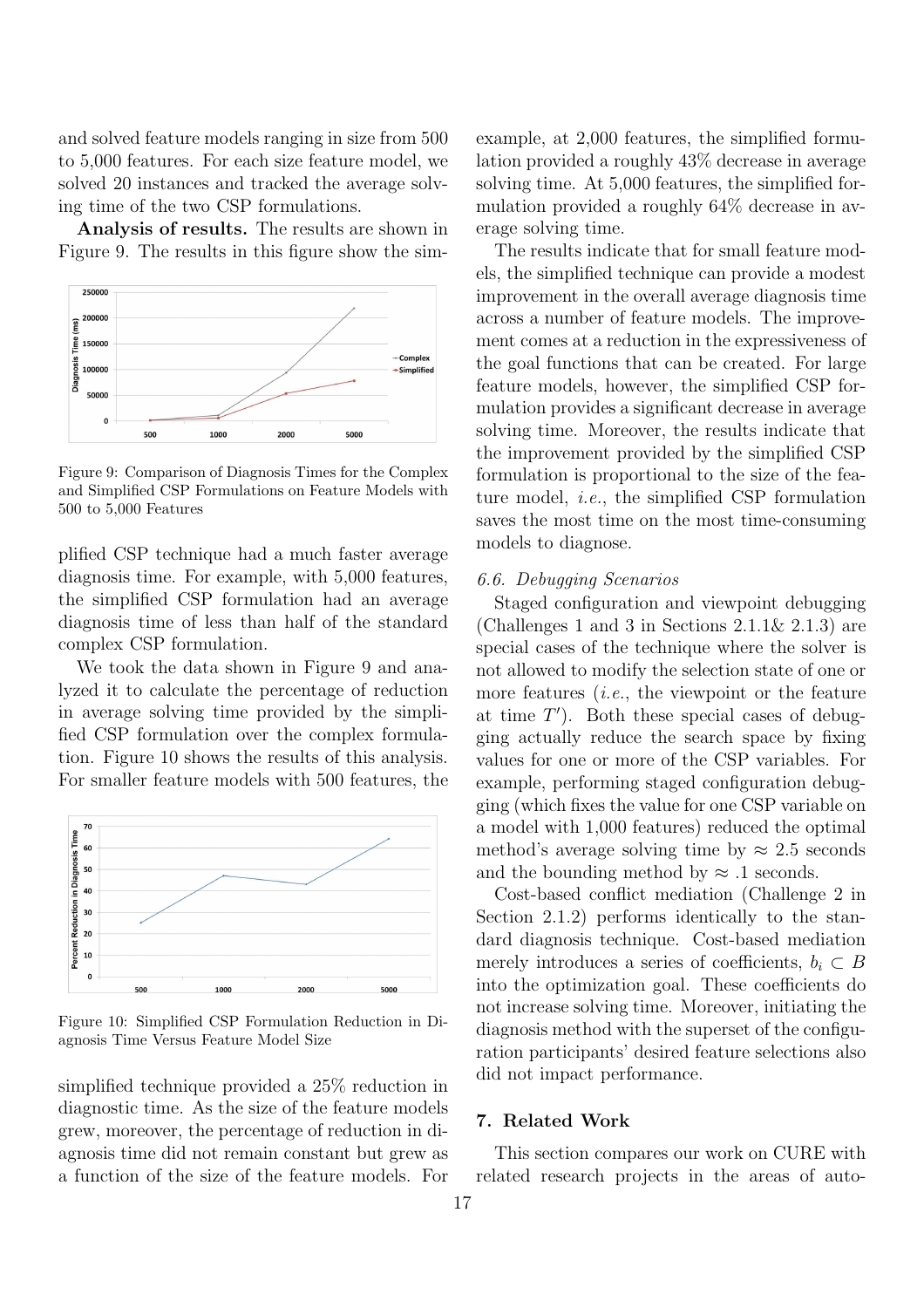and solved feature models ranging in size from 500 to 5,000 features. For each size feature model, we solved 20 instances and tracked the average solving time of the two CSP formulations.

**Analysis of results.** The results are shown in Figure 9. The results in this figure show the simplified CSP technique had a much faster average diagnosis time. For example, with 5,000 features, the simplified CSP formulation had an average diagnosis time of less than half of the standard complex CSP formulation.

Figure 9: Comparison of Diagnosis Times for the Complex and Simplified CSP Formulations on Feature Models with 500 to 5,000 Features

We took the data shown in Figure 9 and analyzed it to calculate the percentage of reduction in average solving time provided by the simplified CSP formulation over the complex formulation. Figure 10 shows the results of this analysis. For smaller feature models with 500 features, the simplified technique provided a 25% reduction in diagnostic time. As the size of the feature models grew, moreover, the percentage of reduction in diagnosis time did not remain constant but grew as a function of the size of the feature models. For example, at 2,000 features, the simplified formulation provided a roughly 43% decrease in average solving time. At 5,000 features, the simplified formulation provided a roughly 64% decrease in average solving time.

Figure 10: Simplified CSP Formulation Reduction in Diagnosis Time Versus Feature Model Size

The results indicate that for small feature models, the simplified technique can provide a modest improvement in the overall average diagnosis time across a number of feature models. The improvement comes at a reduction in the expressiveness of the goal functions that can be created. For large feature models, however, the simplified CSP formulation provides a significant decrease in average solving time. Moreover, the results indicate that the improvement provided by the simplified CSP formulation is proportional to the size of the feature model, *i.e.*, the simplified CSP formulation saves the most time on the most time-consuming models to diagnose.

### 6.6. Debugging Scenarios

Staged configuration and viewpoint debugging (Challenges 1 and 3 in Sections 2.1.1& 2.1.3) are special cases of the technique where the solver is not allowed to modify the selection state of one or more features (*i.e.*, the viewpoint or the feature at time $T'$). Both these special cases of debugging actually reduce the search space by fixing values for one or more of the CSP variables. For example, performing staged configuration debugging (which fixes the value for one CSP variable on a model with 1,000 features) reduced the optimal method's average solving time by $\approx$ 2.5 seconds and the bounding method by $\approx$ .1 seconds.

Cost-based conflict mediation (Challenge 2 in Section 2.1.2) performs identically to the standard diagnosis technique. Cost-based mediation merely introduces a series of coefficients, $b_i \subset B$ into the optimization goal. These coefficients do not increase solving time. Moreover, initiating the diagnosis method with the superset of the configuration participants' desired feature selections also did not impact performance.

## 7. Related Work

This section compares our work on CURE with related research projects in the areas of auto-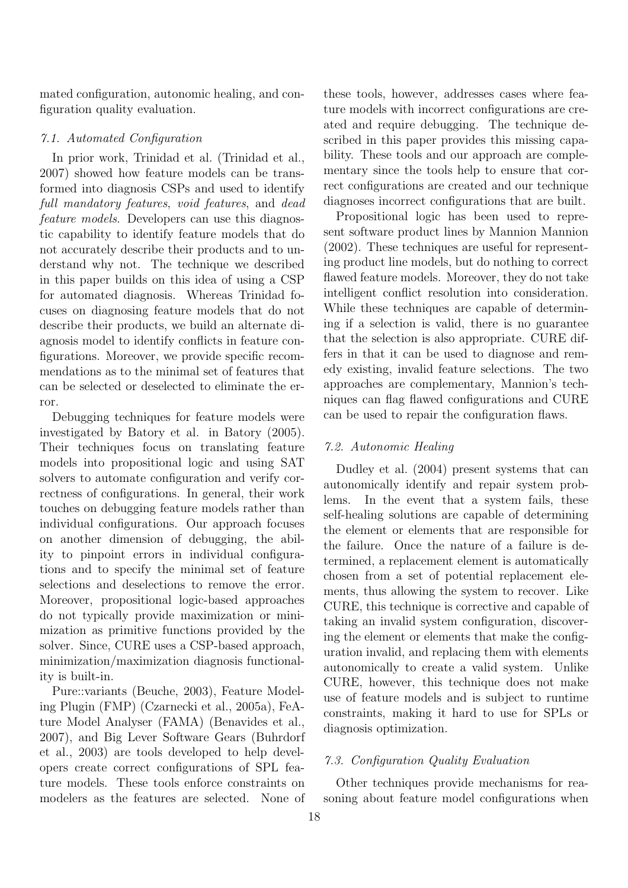mated configuration, autonomic healing, and configuration quality evaluation.

### 7.1. Automated Configuration

In prior work, Trinidad et al. (Trinidad et al., 2007) showed how feature models can be transformed into diagnosis CSPs and used to identify *full mandatory features*, *void features*, and *dead feature models*. Developers can use this diagnostic capability to identify feature models that do not accurately describe their products and to understand why not. The technique we described in this paper builds on this idea of using a CSP for automated diagnosis. Whereas Trinidad focuses on diagnosing feature models that do not describe their products, we build an alternate diagnosis model to identify conflicts in feature configurations. Moreover, we provide specific recommendations as to the minimal set of features that can be selected or deselected to eliminate the error.

Debugging techniques for feature models were investigated by Batory et al. in Batory (2005). Their techniques focus on translating feature models into propositional logic and using SAT solvers to automate configuration and verify correctness of configurations. In general, their work touches on debugging feature models rather than individual configurations. Our approach focuses on another dimension of debugging, the ability to pinpoint errors in individual configurations and to specify the minimal set of feature selections and deselections to remove the error. Moreover, propositional logic-based approaches do not typically provide maximization or minimization as primitive functions provided by the solver. Since, CURE uses a CSP-based approach, minimization/maximization diagnosis functionality is built-in.

Pure::variants (Beuche, 2003), Feature Modeling Plugin (FMP) (Czarnecki et al., 2005a), FeAture Model Analyser (FAMA) (Benavides et al., 2007), and Big Lever Software Gears (Buhrdorf et al., 2003) are tools developed to help developers create correct configurations of SPL feature models. These tools enforce constraints on modelers as the features are selected. None of these tools, however, addresses cases where feature models with incorrect configurations are created and require debugging. The technique described in this paper provides this missing capability. These tools and our approach are complementary since the tools help to ensure that correct configurations are created and our technique diagnoses incorrect configurations that are built.

Propositional logic has been used to represent software product lines by Mannion Mannion (2002). These techniques are useful for representing product line models, but do nothing to correct flawed feature models. Moreover, they do not take intelligent conflict resolution into consideration. While these techniques are capable of determining if a selection is valid, there is no guarantee that the selection is also appropriate. CURE differs in that it can be used to diagnose and remedy existing, invalid feature selections. The two approaches are complementary, Mannion's techniques can flag flawed configurations and CURE can be used to repair the configuration flaws.

### 7.2. Autonomic Healing

Dudley et al. (2004) present systems that can autonomically identify and repair system problems. In the event that a system fails, these self-healing solutions are capable of determining the element or elements that are responsible for the failure. Once the nature of a failure is determined, a replacement element is automatically chosen from a set of potential replacement elements, thus allowing the system to recover. Like CURE, this technique is corrective and capable of taking an invalid system configuration, discovering the element or elements that make the configuration invalid, and replacing them with elements autonomically to create a valid system. Unlike CURE, however, this technique does not make use of feature models and is subject to runtime constraints, making it hard to use for SPLs or diagnosis optimization.

### 7.3. Configuration Quality Evaluation

Other techniques provide mechanisms for reasoning about feature model configurations when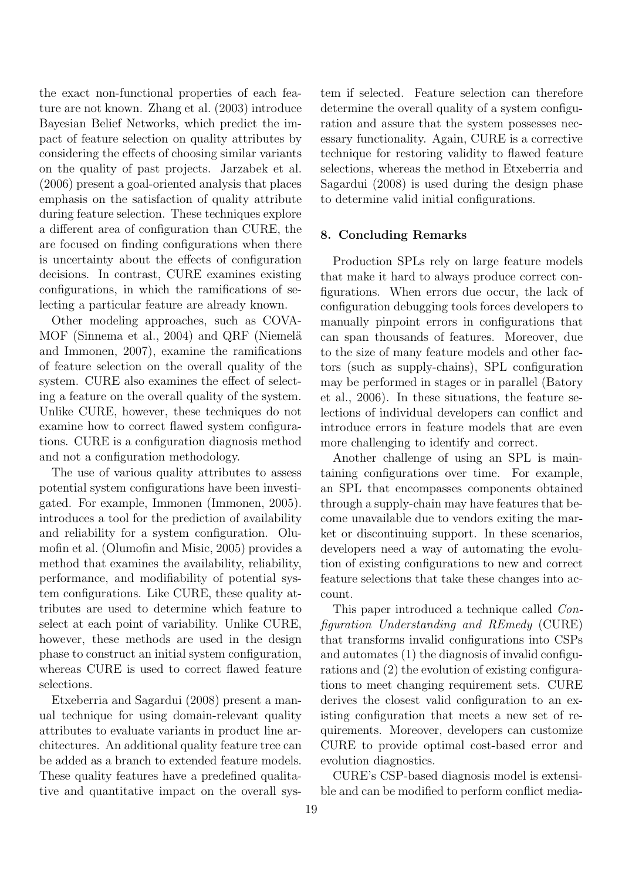the exact non-functional properties of each feature are not known. Zhang et al. (2003) introduce Bayesian Belief Networks, which predict the impact of feature selection on quality attributes by considering the effects of choosing similar variants on the quality of past projects. Jarzabek et al. (2006) present a goal-oriented analysis that places emphasis on the satisfaction of quality attribute during feature selection. These techniques explore a different area of configuration than CURE, the are focused on finding configurations when there is uncertainty about the effects of configuration decisions. In contrast, CURE examines existing configurations, in which the ramifications of selecting a particular feature are already known.

Other modeling approaches, such as COVAMOF (Sinnema et al., 2004) and QRF (Niemelä and Immonen, 2007), examine the ramifications of feature selection on the overall quality of the system. CURE also examines the effect of selecting a feature on the overall quality of the system. Unlike CURE, however, these techniques do not examine how to correct flawed system configurations. CURE is a configuration diagnosis method and not a configuration methodology.

The use of various quality attributes to assess potential system configurations have been investigated. For example, Immonen (Immonen, 2005). introduces a tool for the prediction of availability and reliability for a system configuration. Olumofin et al. (Olumofin and Misic, 2005) provides a method that examines the availability, reliability, performance, and modifiability of potential system configurations. Like CURE, these quality attributes are used to determine which feature to select at each point of variability. Unlike CURE, however, these methods are used in the design phase to construct an initial system configuration, whereas CURE is used to correct flawed feature selections.

Etxeberria and Sagardui (2008) present a manual technique for using domain-relevant quality attributes to evaluate variants in product line architectures. An additional quality feature tree can be added as a branch to extended feature models. These quality features have a predefined qualitative and quantitative impact on the overall system if selected. Feature selection can therefore determine the overall quality of a system configuration and assure that the system possesses necessary functionality. Again, CURE is a corrective technique for restoring validity to flawed feature selections, whereas the method in Etxeberria and Sagardui (2008) is used during the design phase to determine valid initial configurations.

## 8. Concluding Remarks

Production SPLs rely on large feature models that make it hard to always produce correct configurations. When errors due occur, the lack of configuration debugging tools forces developers to manually pinpoint errors in configurations that can span thousands of features. Moreover, due to the size of many feature models and other factors (such as supply-chains), SPL configuration may be performed in stages or in parallel (Batory et al., 2006). In these situations, the feature selections of individual developers can conflict and introduce errors in feature models that are even more challenging to identify and correct.

Another challenge of using an SPL is maintaining configurations over time. For example, an SPL that encompasses components obtained through a supply-chain may have features that become unavailable due to vendors exiting the market or discontinuing support. In these scenarios, developers need a way of automating the evolution of existing configurations to new and correct feature selections that take these changes into account.

This paper introduced a technique called *Configuration Understanding and REmedy* (CURE) that transforms invalid configurations into CSPs and automates (1) the diagnosis of invalid configurations and (2) the evolution of existing configurations to meet changing requirement sets. CURE derives the closest valid configuration to an existing configuration that meets a new set of requirements. Moreover, developers can customize CURE to provide optimal cost-based error and evolution diagnostics.

CURE's CSP-based diagnosis model is extensible and can be modified to perform conflict media-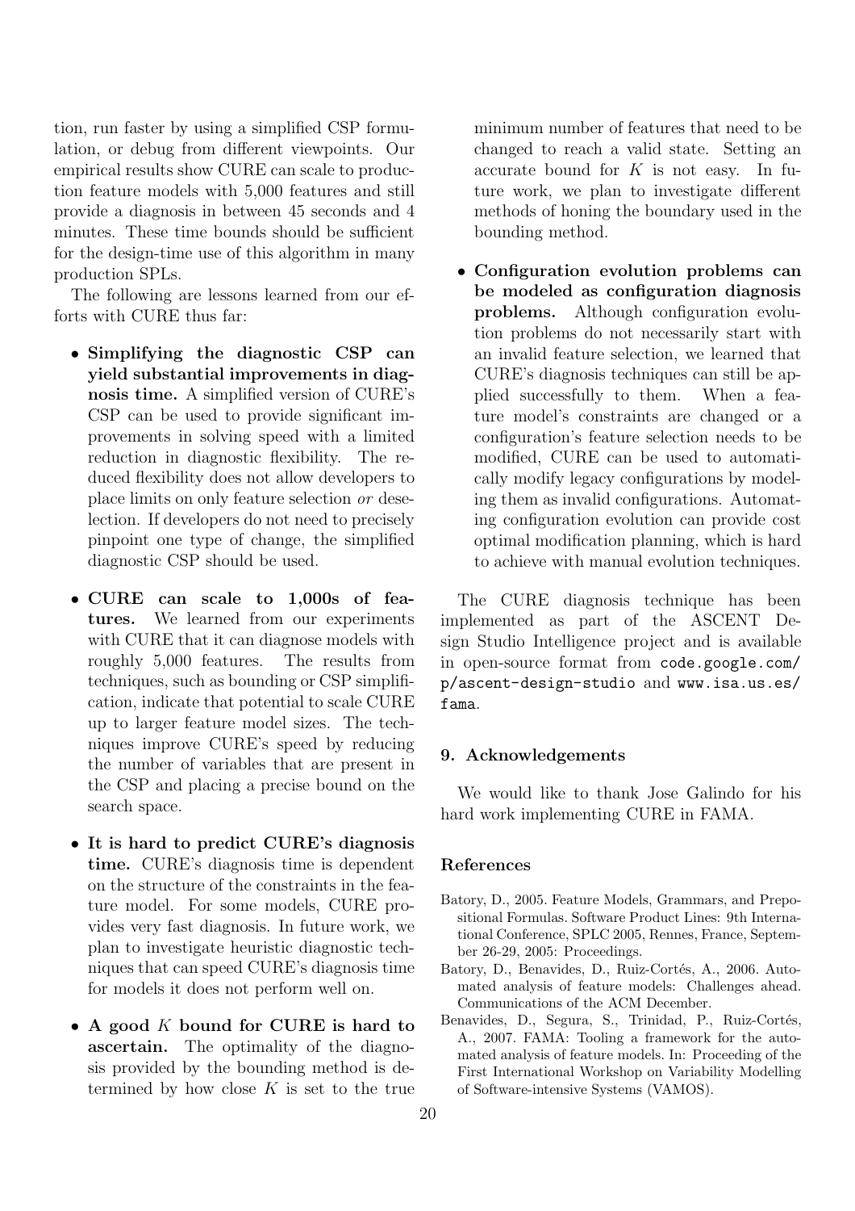tion, run faster by using a simplified CSP formulation, or debug from different viewpoints. Our empirical results show CURE can scale to production feature models with 5,000 features and still provide a diagnosis in between 45 seconds and 4 minutes. These time bounds should be sufficient for the design-time use of this algorithm in many production SPLs.

The following are lessons learned from our efforts with CURE thus far:

- **Simplifying the diagnostic CSP can yield substantial improvements in diagnosis time.** A simplified version of CURE's CSP can be used to provide significant improvements in solving speed with a limited reduction in diagnostic flexibility. The reduced flexibility does not allow developers to place limits on only feature selection *or* deselection. If developers do not need to precisely pinpoint one type of change, the simplified diagnostic CSP should be used.

- **CURE can scale to 1,000s of features.** We learned from our experiments with CURE that it can diagnose models with roughly 5,000 features. The results from techniques, such as bounding or CSP simplification, indicate that potential to scale CURE up to larger feature model sizes. The techniques improve CURE's speed by reducing the number of variables that are present in the CSP and placing a precise bound on the search space.

- **It is hard to predict CURE's diagnosis time.** CURE's diagnosis time is dependent on the structure of the constraints in the feature model. For some models, CURE provides very fast diagnosis. In future work, we plan to investigate heuristic diagnostic techniques that can speed CURE's diagnosis time for models it does not perform well on.

- **A good $K$ bound for CURE is hard to ascertain.** The optimality of the diagnosis provided by the bounding method is determined by how close $K$ is set to the true minimum number of features that need to be changed to reach a valid state. Setting an accurate bound for $K$ is not easy. In future work, we plan to investigate different methods of honing the boundary used in the bounding method.

- **Configuration evolution problems can be modeled as configuration diagnosis problems.** Although configuration evolution problems do not necessarily start with an invalid feature selection, we learned that CURE's diagnosis techniques can still be applied successfully to them. When a feature model's constraints are changed or a configuration's feature selection needs to be modified, CURE can be used to automatically modify legacy configurations by modeling them as invalid configurations. Automating configuration evolution can provide cost optimal modification planning, which is hard to achieve with manual evolution techniques.

The CURE diagnosis technique has been implemented as part of the ASCENT Design Studio Intelligence project and is available in open-source format from `code.google.com/p/ascent-design-studio` and `www.isa.us.es/fama`.

## 9. Acknowledgements

We would like to thank Jose Galindo for his hard work implementing CURE in FAMA.

## References

Batory, D., 2005. Feature Models, Grammars, and Prepositional Formulas. Software Product Lines: 9th International Conference, SPLC 2005, Rennes, France, September 26-29, 2005: Proceedings.

Batory, D., Benavides, D., Ruiz-Cortés, A., 2006. Automated analysis of feature models: Challenges ahead. Communications of the ACM December.

Benavides, D., Segura, S., Trinidad, P., Ruiz-Cortés, A., 2007. FAMA: Tooling a framework for the automated analysis of feature models. In: Proceeding of the First International Workshop on Variability Modelling of Software-intensive Systems (VAMOS).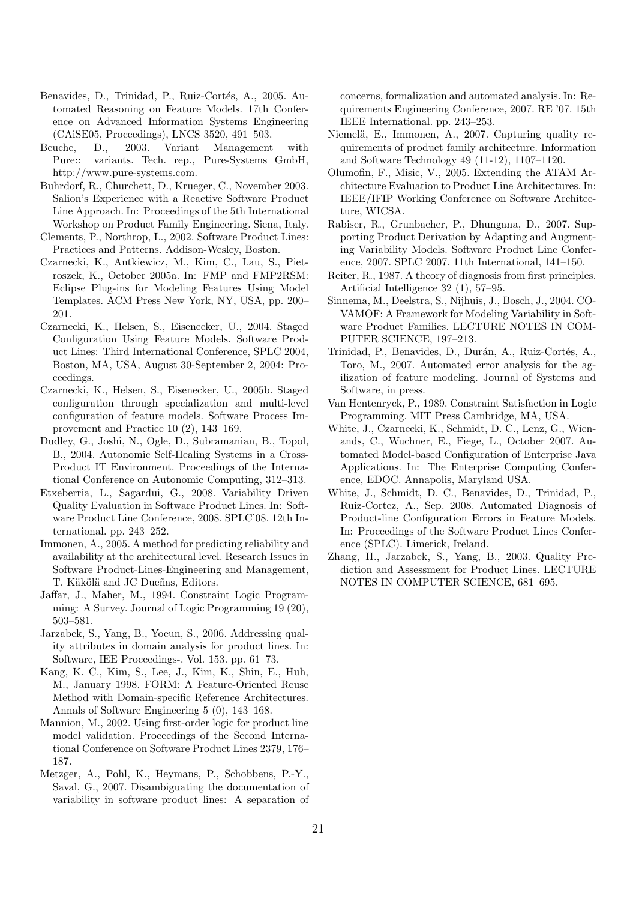Benavides, D., Trinidad, P., Ruiz-Cortés, A., 2005. Automated Reasoning on Feature Models. 17th Conference on Advanced Information Systems Engineering (CAiSE05, Proceedings), LNCS 3520, 491–503.

Beuche, D., 2003. Variant Management with Pure:: variants. Tech. rep., Pure-Systems GmbH, http://www.pure-systems.com.

Buhrdorf, R., Churchett, D., Krueger, C., November 2003. Salion's Experience with a Reactive Software Product Line Approach. In: Proceedings of the 5th International Workshop on Product Family Engineering. Siena, Italy.

Clements, P., Northrop, L., 2002. Software Product Lines: Practices and Patterns. Addison-Wesley, Boston.

Czarnecki, K., Antkiewicz, M., Kim, C., Lau, S., Pietroszek, K., October 2005a. In: FMP and FMP2RSM: Eclipse Plug-ins for Modeling Features Using Model Templates. ACM Press New York, NY, USA, pp. 200–201.

Czarnecki, K., Helsen, S., Eisenecker, U., 2004. Staged Configuration Using Feature Models. Software Product Lines: Third International Conference, SPLC 2004, Boston, MA, USA, August 30-September 2, 2004: Proceedings.

Czarnecki, K., Helsen, S., Eisenecker, U., 2005b. Staged configuration through specialization and multi-level configuration of feature models. Software Process Improvement and Practice 10 (2), 143–169.

Dudley, G., Joshi, N., Ogle, D., Subramanian, B., Topol, B., 2004. Autonomic Self-Healing Systems in a Cross-Product IT Environment. Proceedings of the International Conference on Autonomic Computing, 312–313.

Etxeberria, L., Sagardui, G., 2008. Variability Driven Quality Evaluation in Software Product Lines. In: Software Product Line Conference, 2008. SPLC'08. 12th International. pp. 243–252.

Immonen, A., 2005. A method for predicting reliability and availability at the architectural level. Research Issues in Software Product-Lines-Engineering and Management, T. Käkölä and JC Dueñas, Editors.

Jaffar, J., Maher, M., 1994. Constraint Logic Programming: A Survey. Journal of Logic Programming 19 (20), 503–581.

Jarzabek, S., Yang, B., Yoeun, S., 2006. Addressing quality attributes in domain analysis for product lines. In: Software, IEE Proceedings-. Vol. 153. pp. 61–73.

Kang, K. C., Kim, S., Lee, J., Kim, K., Shin, E., Huh, M., January 1998. FORM: A Feature-Oriented Reuse Method with Domain-specific Reference Architectures. Annals of Software Engineering 5 (0), 143–168.

Mannion, M., 2002. Using first-order logic for product line model validation. Proceedings of the Second International Conference on Software Product Lines 2379, 176–187.

Metzger, A., Pohl, K., Heymans, P., Schobbens, P.-Y., Saval, G., 2007. Disambiguating the documentation of variability in software product lines: A separation of concerns, formalization and automated analysis. In: Requirements Engineering Conference, 2007. RE '07. 15th IEEE International. pp. 243–253.

Niemelä, E., Immonen, A., 2007. Capturing quality requirements of product family architecture. Information and Software Technology 49 (11-12), 1107–1120.

Olumofin, F., Misic, V., 2005. Extending the ATAM Architecture Evaluation to Product Line Architectures. In: IEEE/IFIP Working Conference on Software Architecture, WICSA.

Rabiser, R., Grunbacher, P., Dhungana, D., 2007. Supporting Product Derivation by Adapting and Augmenting Variability Models. Software Product Line Conference, 2007. SPLC 2007. 11th International, 141–150.

Reiter, R., 1987. A theory of diagnosis from first principles. Artificial Intelligence 32 (1), 57–95.

Sinnema, M., Deelstra, S., Nijhuis, J., Bosch, J., 2004. COVAMOF: A Framework for Modeling Variability in Software Product Families. LECTURE NOTES IN COMPUTER SCIENCE, 197–213.

Trinidad, P., Benavides, D., Durán, A., Ruiz-Cortés, A., Toro, M., 2007. Automated error analysis for the agilization of feature modeling. Journal of Systems and Software, in press.

Van Hentenryck, P., 1989. Constraint Satisfaction in Logic Programming. MIT Press Cambridge, MA, USA.

White, J., Czarnecki, K., Schmidt, D. C., Lenz, G., Wienands, C., Wuchner, E., Fiege, L., October 2007. Automated Model-based Configuration of Enterprise Java Applications. In: The Enterprise Computing Conference, EDOC. Annapolis, Maryland USA.

White, J., Schmidt, D. C., Benavides, D., Trinidad, P., Ruiz-Cortez, A., Sep. 2008. Automated Diagnosis of Product-line Configuration Errors in Feature Models. In: Proceedings of the Software Product Lines Conference (SPLC). Limerick, Ireland.

Zhang, H., Jarzabek, S., Yang, B., 2003. Quality Prediction and Assessment for Product Lines. LECTURE NOTES IN COMPUTER SCIENCE, 681–695.